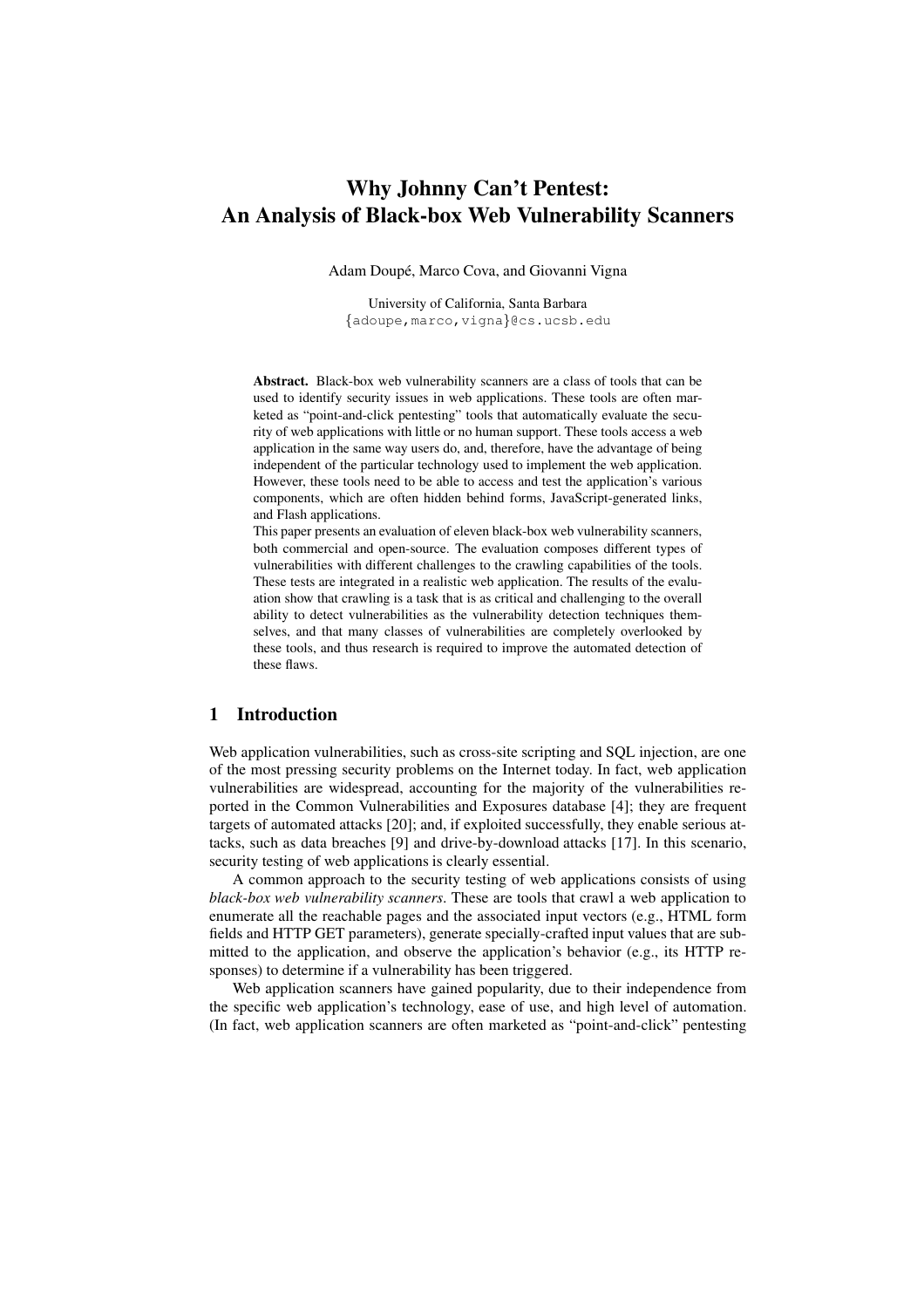# Why Johnny Can't Pentest: An Analysis of Black-box Web Vulnerability Scanners

Adam Doupé, Marco Cova, and Giovanni Vigna

University of California, Santa Barbara
{adoupe,marco,vigna}@cs.ucsb.edu

**Abstract.** Black-box web vulnerability scanners are a class of tools that can be used to identify security issues in web applications. These tools are often marketed as "point-and-click pentesting" tools that automatically evaluate the security of web applications with little or no human support. These tools access a web application in the same way users do, and, therefore, have the advantage of being independent of the particular technology used to implement the web application. However, these tools need to be able to access and test the application's various components, which are often hidden behind forms, JavaScript-generated links, and Flash applications.

This paper presents an evaluation of eleven black-box web vulnerability scanners, both commercial and open-source. The evaluation composes different types of vulnerabilities with different challenges to the crawling capabilities of the tools. These tests are integrated in a realistic web application. The results of the evaluation show that crawling is a task that is as critical and challenging to the overall ability to detect vulnerabilities as the vulnerability detection techniques themselves, and that many classes of vulnerabilities are completely overlooked by these tools, and thus research is required to improve the automated detection of these flaws.

## 1 Introduction

Web application vulnerabilities, such as cross-site scripting and SQL injection, are one of the most pressing security problems on the Internet today. In fact, web application vulnerabilities are widespread, accounting for the majority of the vulnerabilities reported in the Common Vulnerabilities and Exposures database [4]; they are frequent targets of automated attacks [20]; and, if exploited successfully, they enable serious attacks, such as data breaches [9] and drive-by-download attacks [17]. In this scenario, security testing of web applications is clearly essential.

A common approach to the security testing of web applications consists of using *black-box web vulnerability scanners*. These are tools that crawl a web application to enumerate all the reachable pages and the associated input vectors (e.g., HTML form fields and HTTP GET parameters), generate specially-crafted input values that are submitted to the application, and observe the application's behavior (e.g., its HTTP responses) to determine if a vulnerability has been triggered.

Web application scanners have gained popularity, due to their independence from the specific web application's technology, ease of use, and high level of automation. (In fact, web application scanners are often marketed as "point-and-click" pentesting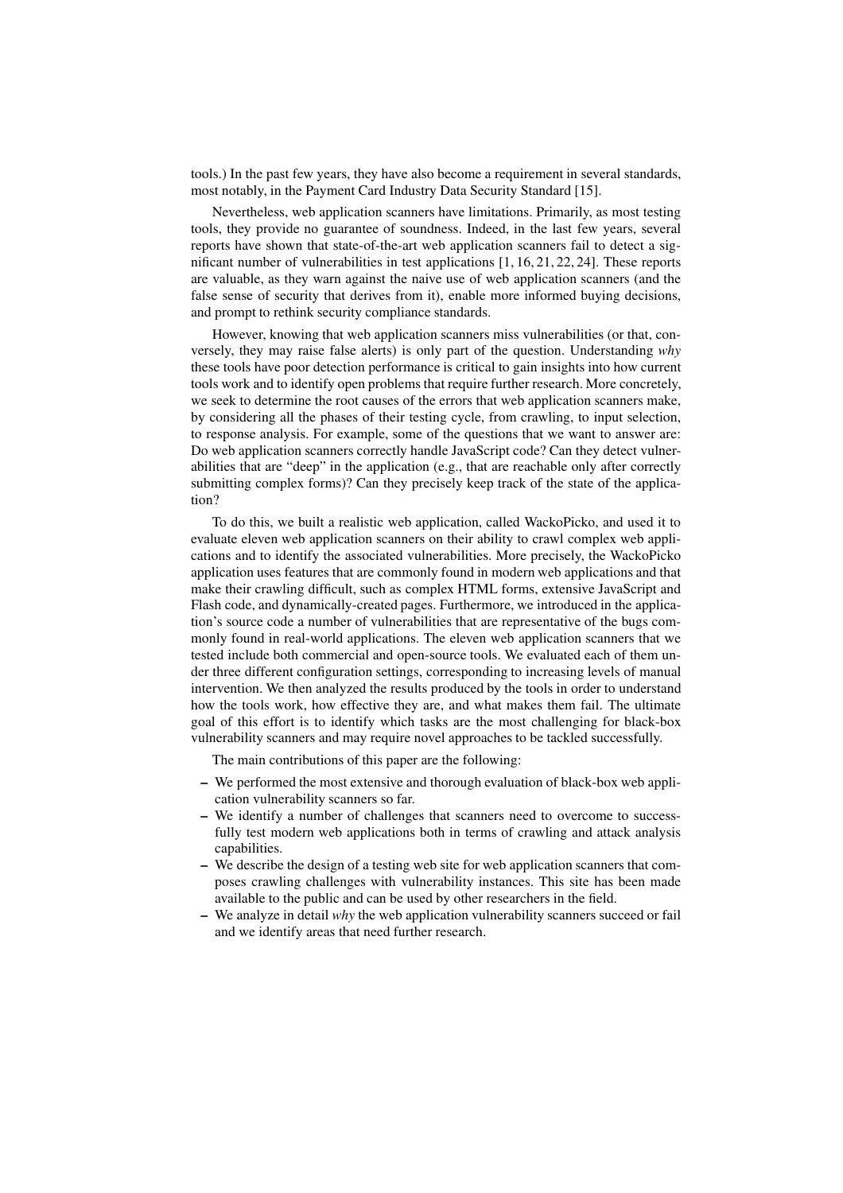tools.) In the past few years, they have also become a requirement in several standards, most notably, in the Payment Card Industry Data Security Standard [15].

Nevertheless, web application scanners have limitations. Primarily, as most testing tools, they provide no guarantee of soundness. Indeed, in the last few years, several reports have shown that state-of-the-art web application scanners fail to detect a significant number of vulnerabilities in test applications [1, 16, 21, 22, 24]. These reports are valuable, as they warn against the naive use of web application scanners (and the false sense of security that derives from it), enable more informed buying decisions, and prompt to rethink security compliance standards.

However, knowing that web application scanners miss vulnerabilities (or that, conversely, they may raise false alerts) is only part of the question. Understanding *why* these tools have poor detection performance is critical to gain insights into how current tools work and to identify open problems that require further research. More concretely, we seek to determine the root causes of the errors that web application scanners make, by considering all the phases of their testing cycle, from crawling, to input selection, to response analysis. For example, some of the questions that we want to answer are: Do web application scanners correctly handle JavaScript code? Can they detect vulnerabilities that are "deep" in the application (e.g., that are reachable only after correctly submitting complex forms)? Can they precisely keep track of the state of the application?

To do this, we built a realistic web application, called WackoPicko, and used it to evaluate eleven web application scanners on their ability to crawl complex web applications and to identify the associated vulnerabilities. More precisely, the WackoPicko application uses features that are commonly found in modern web applications and that make their crawling difficult, such as complex HTML forms, extensive JavaScript and Flash code, and dynamically-created pages. Furthermore, we introduced in the application's source code a number of vulnerabilities that are representative of the bugs commonly found in real-world applications. The eleven web application scanners that we tested include both commercial and open-source tools. We evaluated each of them under three different configuration settings, corresponding to increasing levels of manual intervention. We then analyzed the results produced by the tools in order to understand how the tools work, how effective they are, and what makes them fail. The ultimate goal of this effort is to identify which tasks are the most challenging for black-box vulnerability scanners and may require novel approaches to be tackled successfully.

The main contributions of this paper are the following:

- We performed the most extensive and thorough evaluation of black-box web application vulnerability scanners so far.
- We identify a number of challenges that scanners need to overcome to successfully test modern web applications both in terms of crawling and attack analysis capabilities.
- We describe the design of a testing web site for web application scanners that composes crawling challenges with vulnerability instances. This site has been made available to the public and can be used by other researchers in the field.
- We analyze in detail *why* the web application vulnerability scanners succeed or fail and we identify areas that need further research.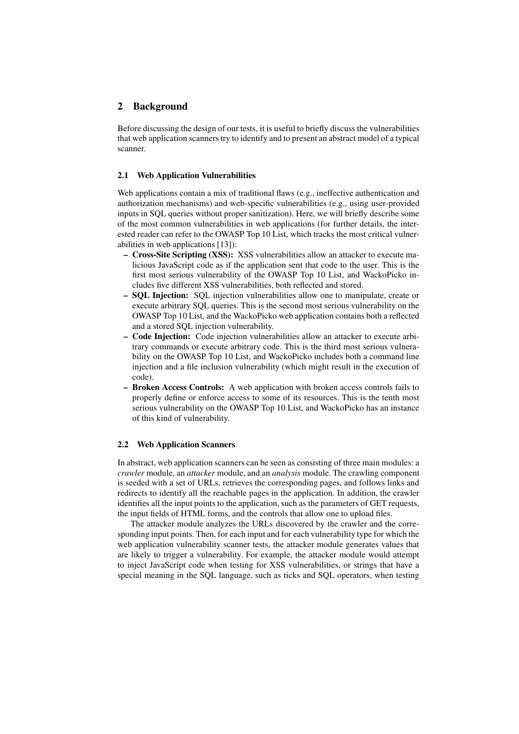## 2 Background

Before discussing the design of our tests, it is useful to briefly discuss the vulnerabilities that web application scanners try to identify and to present an abstract model of a typical scanner.

### 2.1 Web Application Vulnerabilities

Web applications contain a mix of traditional flaws (e.g., ineffective authentication and authorization mechanisms) and web-specific vulnerabilities (e.g., using user-provided inputs in SQL queries without proper sanitization). Here, we will briefly describe some of the most common vulnerabilities in web applications (for further details, the interested reader can refer to the OWASP Top 10 List, which tracks the most critical vulnerabilities in web applications [13]):

- **Cross-Site Scripting (XSS):** XSS vulnerabilities allow an attacker to execute malicious JavaScript code as if the application sent that code to the user. This is the first most serious vulnerability of the OWASP Top 10 List, and WackoPicko includes five different XSS vulnerabilities, both reflected and stored.
- **SQL Injection:** SQL injection vulnerabilities allow one to manipulate, create or execute arbitrary SQL queries. This is the second most serious vulnerability on the OWASP Top 10 List, and the WackoPicko web application contains both a reflected and a stored SQL injection vulnerability.
- **Code Injection:** Code injection vulnerabilities allow an attacker to execute arbitrary commands or execute arbitrary code. This is the third most serious vulnerability on the OWASP Top 10 List, and WackoPicko includes both a command line injection and a file inclusion vulnerability (which might result in the execution of code).
- **Broken Access Controls:** A web application with broken access controls fails to properly define or enforce access to some of its resources. This is the tenth most serious vulnerability on the OWASP Top 10 List, and WackoPicko has an instance of this kind of vulnerability.

### 2.2 Web Application Scanners

In abstract, web application scanners can be seen as consisting of three main modules: a *crawler* module, an *attacker* module, and an *analysis* module. The crawling component is seeded with a set of URLs, retrieves the corresponding pages, and follows links and redirects to identify all the reachable pages in the application. In addition, the crawler identifies all the input points to the application, such as the parameters of GET requests, the input fields of HTML forms, and the controls that allow one to upload files.

The attacker module analyzes the URLs discovered by the crawler and the corresponding input points. Then, for each input and for each vulnerability type for which the web application vulnerability scanner tests, the attacker module generates values that are likely to trigger a vulnerability. For example, the attacker module would attempt to inject JavaScript code when testing for XSS vulnerabilities, or strings that have a special meaning in the SQL language, such as ticks and SQL operators, when testing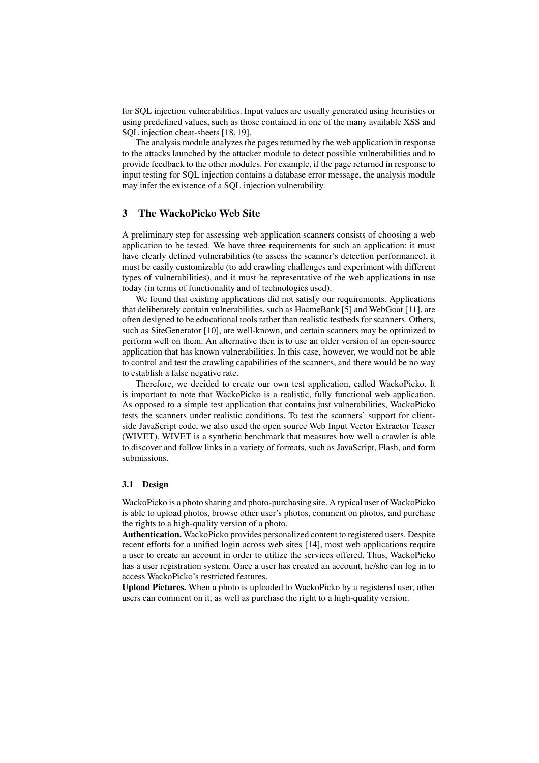for SQL injection vulnerabilities. Input values are usually generated using heuristics or using predefined values, such as those contained in one of the many available XSS and SQL injection cheat-sheets [18, 19].

The analysis module analyzes the pages returned by the web application in response to the attacks launched by the attacker module to detect possible vulnerabilities and to provide feedback to the other modules. For example, if the page returned in response to input testing for SQL injection contains a database error message, the analysis module may infer the existence of a SQL injection vulnerability.

## 3 The WackoPicko Web Site

A preliminary step for assessing web application scanners consists of choosing a web application to be tested. We have three requirements for such an application: it must have clearly defined vulnerabilities (to assess the scanner's detection performance), it must be easily customizable (to add crawling challenges and experiment with different types of vulnerabilities), and it must be representative of the web applications in use today (in terms of functionality and of technologies used).

We found that existing applications did not satisfy our requirements. Applications that deliberately contain vulnerabilities, such as HacmeBank [5] and WebGoat [11], are often designed to be educational tools rather than realistic testbeds for scanners. Others, such as SiteGenerator [10], are well-known, and certain scanners may be optimized to perform well on them. An alternative then is to use an older version of an open-source application that has known vulnerabilities. In this case, however, we would not be able to control and test the crawling capabilities of the scanners, and there would be no way to establish a false negative rate.

Therefore, we decided to create our own test application, called WackoPicko. It is important to note that WackoPicko is a realistic, fully functional web application. As opposed to a simple test application that contains just vulnerabilities, WackoPicko tests the scanners under realistic conditions. To test the scanners' support for client-side JavaScript code, we also used the open source Web Input Vector Extractor Teaser (WIVET). WIVET is a synthetic benchmark that measures how well a crawler is able to discover and follow links in a variety of formats, such as JavaScript, Flash, and form submissions.

### 3.1 Design

WackoPicko is a photo sharing and photo-purchasing site. A typical user of WackoPicko is able to upload photos, browse other user's photos, comment on photos, and purchase the rights to a high-quality version of a photo.

**Authentication.** WackoPicko provides personalized content to registered users. Despite recent efforts for a unified login across web sites [14], most web applications require a user to create an account in order to utilize the services offered. Thus, WackoPicko has a user registration system. Once a user has created an account, he/she can log in to access WackoPicko's restricted features.

**Upload Pictures.** When a photo is uploaded to WackoPicko by a registered user, other users can comment on it, as well as purchase the right to a high-quality version.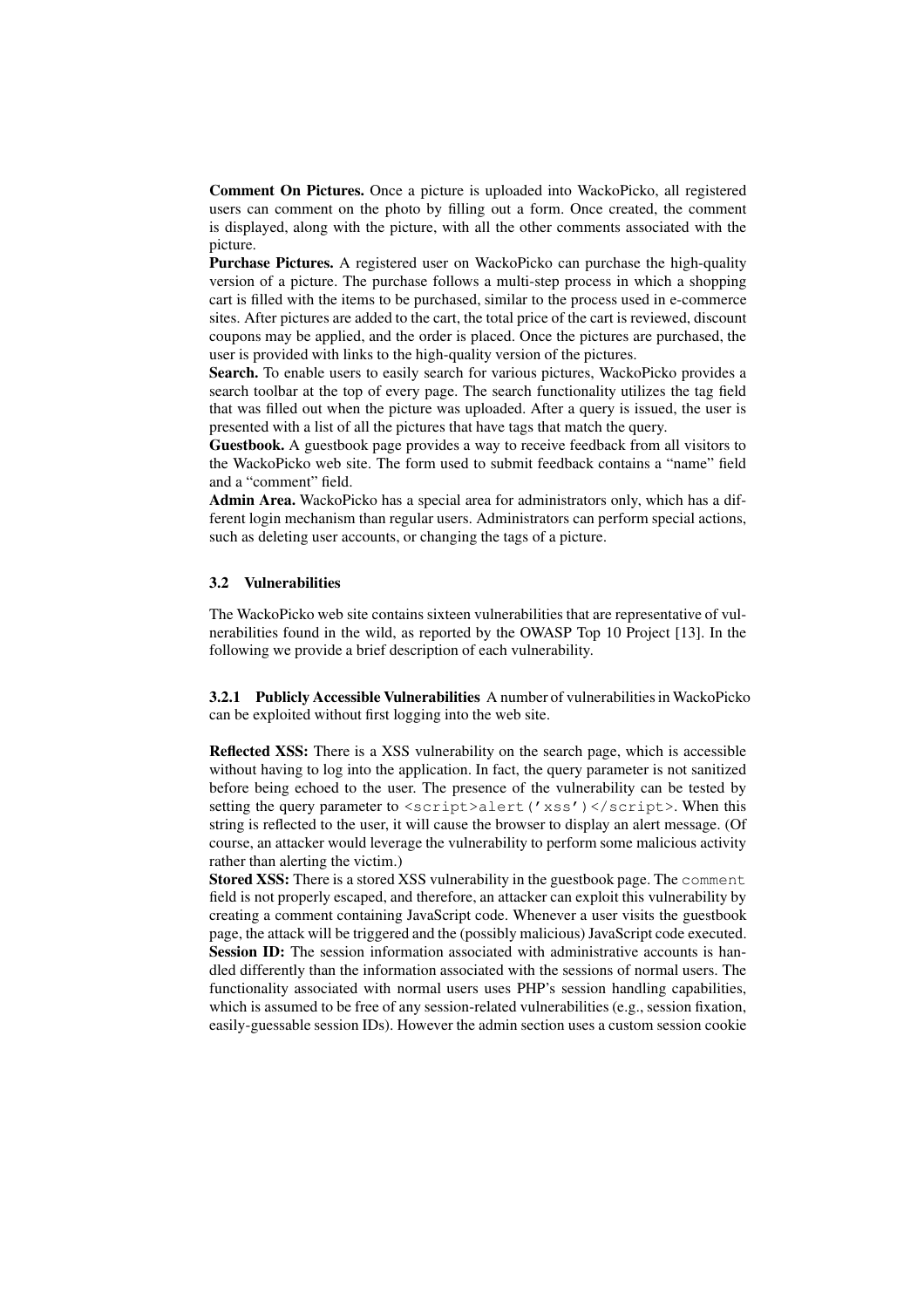**Comment On Pictures.** Once a picture is uploaded into WackoPicko, all registered users can comment on the photo by filling out a form. Once created, the comment is displayed, along with the picture, with all the other comments associated with the picture.

**Purchase Pictures.** A registered user on WackoPicko can purchase the high-quality version of a picture. The purchase follows a multi-step process in which a shopping cart is filled with the items to be purchased, similar to the process used in e-commerce sites. After pictures are added to the cart, the total price of the cart is reviewed, discount coupons may be applied, and the order is placed. Once the pictures are purchased, the user is provided with links to the high-quality version of the pictures.

**Search.** To enable users to easily search for various pictures, WackoPicko provides a search toolbar at the top of every page. The search functionality utilizes the tag field that was filled out when the picture was uploaded. After a query is issued, the user is presented with a list of all the pictures that have tags that match the query.

**Guestbook.** A guestbook page provides a way to receive feedback from all visitors to the WackoPicko web site. The form used to submit feedback contains a "name" field and a "comment" field.

**Admin Area.** WackoPicko has a special area for administrators only, which has a different login mechanism than regular users. Administrators can perform special actions, such as deleting user accounts, or changing the tags of a picture.

### 3.2 Vulnerabilities

The WackoPicko web site contains sixteen vulnerabilities that are representative of vulnerabilities found in the wild, as reported by the OWASP Top 10 Project [13]. In the following we provide a brief description of each vulnerability.

#### 3.2.1 Publicly Accessible Vulnerabilities

A number of vulnerabilities in WackoPicko can be exploited without first logging into the web site.

**Reflected XSS:** There is a XSS vulnerability on the search page, which is accessible without having to log into the application. In fact, the query parameter is not sanitized before being echoed to the user. The presence of the vulnerability can be tested by setting the query parameter to `<script>alert('xss')</script>`. When this string is reflected to the user, it will cause the browser to display an alert message. (Of course, an attacker would leverage the vulnerability to perform some malicious activity rather than alerting the victim.)

**Stored XSS:** There is a stored XSS vulnerability in the guestbook page. The `comment` field is not properly escaped, and therefore, an attacker can exploit this vulnerability by creating a comment containing JavaScript code. Whenever a user visits the guestbook page, the attack will be triggered and the (possibly malicious) JavaScript code executed.

**Session ID:** The session information associated with administrative accounts is handled differently than the information associated with the sessions of normal users. The functionality associated with normal users uses PHP's session handling capabilities, which is assumed to be free of any session-related vulnerabilities (e.g., session fixation, easily-guessable session IDs). However the admin section uses a custom session cookie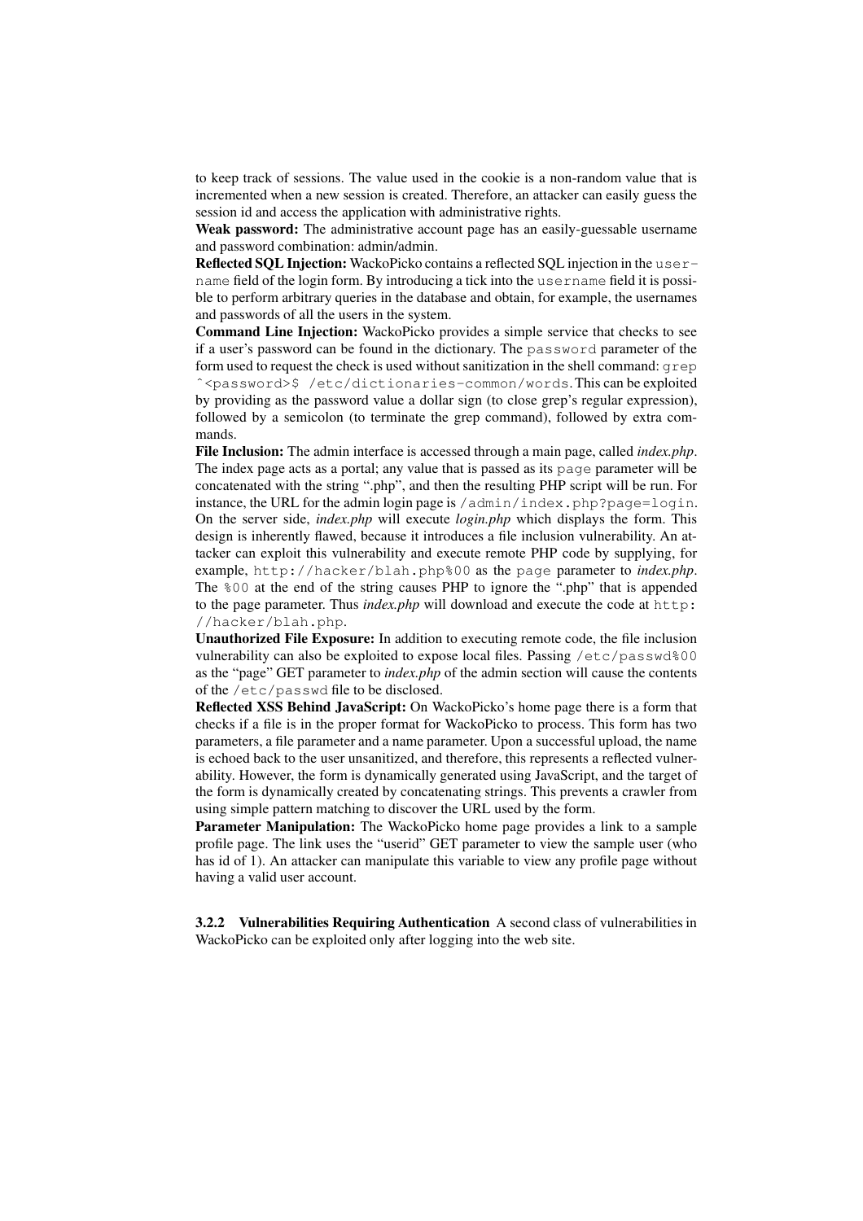to keep track of sessions. The value used in the cookie is a non-random value that is incremented when a new session is created. Therefore, an attacker can easily guess the session id and access the application with administrative rights.

**Weak password:** The administrative account page has an easily-guessable username and password combination: admin/admin.

**Reflected SQL Injection:** WackoPicko contains a reflected SQL injection in the `username` field of the login form. By introducing a tick into the `username` field it is possible to perform arbitrary queries in the database and obtain, for example, the usernames and passwords of all the users in the system.

**Command Line Injection:** WackoPicko provides a simple service that checks to see if a user's password can be found in the dictionary. The `password` parameter of the form used to request the check is used without sanitization in the shell command: `grep ^<password>$ /etc/dictionaries-common/words`. This can be exploited by providing as the password value a dollar sign (to close grep's regular expression), followed by a semicolon (to terminate the grep command), followed by extra commands.

**File Inclusion:** The admin interface is accessed through a main page, called *index.php*. The index page acts as a portal; any value that is passed as its `page` parameter will be concatenated with the string ".php", and then the resulting PHP script will be run. For instance, the URL for the admin login page is `/admin/index.php?page=login`. On the server side, *index.php* will execute *login.php* which displays the form. This design is inherently flawed, because it introduces a file inclusion vulnerability. An attacker can exploit this vulnerability and execute remote PHP code by supplying, for example, `http://hacker/blah.php%00` as the `page` parameter to *index.php*. The `%00` at the end of the string causes PHP to ignore the ".php" that is appended to the page parameter. Thus *index.php* will download and execute the code at `http://hacker/blah.php`.

**Unauthorized File Exposure:** In addition to executing remote code, the file inclusion vulnerability can also be exploited to expose local files. Passing `/etc/passwd%00` as the "page" GET parameter to *index.php* of the admin section will cause the contents of the `/etc/passwd` file to be disclosed.

**Reflected XSS Behind JavaScript:** On WackoPicko's home page there is a form that checks if a file is in the proper format for WackoPicko to process. This form has two parameters, a file parameter and a name parameter. Upon a successful upload, the name is echoed back to the user unsanitized, and therefore, this represents a reflected vulnerability. However, the form is dynamically generated using JavaScript, and the target of the form is dynamically created by concatenating strings. This prevents a crawler from using simple pattern matching to discover the URL used by the form.

**Parameter Manipulation:** The WackoPicko home page provides a link to a sample profile page. The link uses the "userid" GET parameter to view the sample user (who has id of 1). An attacker can manipulate this variable to view any profile page without having a valid user account.

#### 3.2.2 Vulnerabilities Requiring Authentication

A second class of vulnerabilities in WackoPicko can be exploited only after logging into the web site.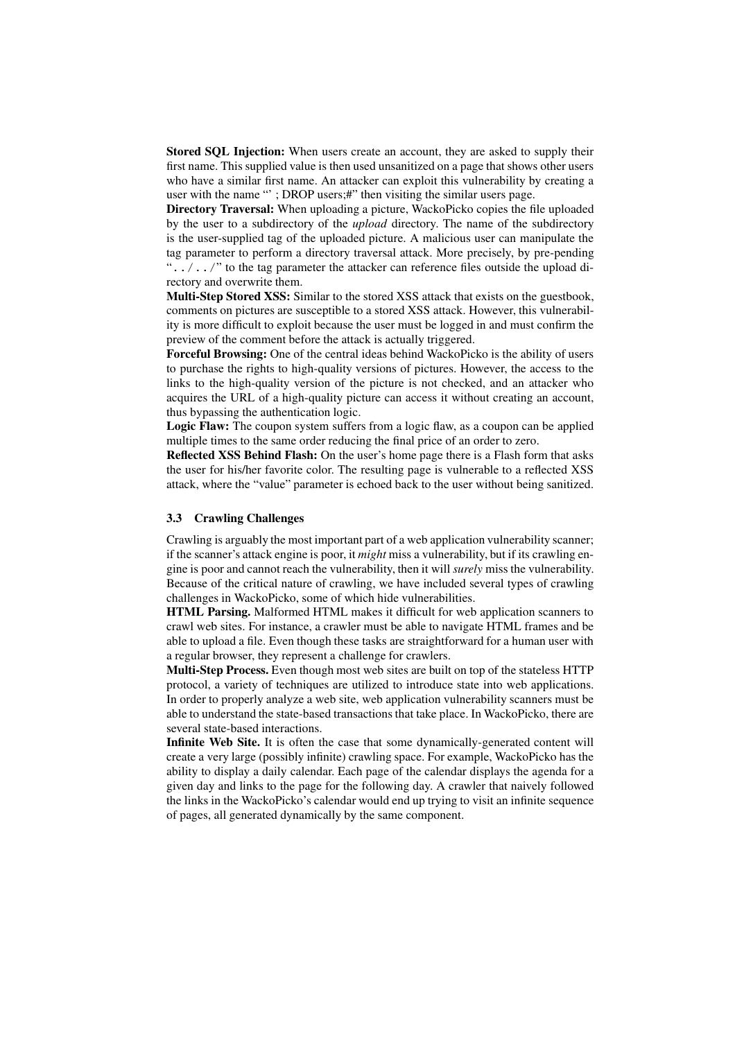**Stored SQL Injection:** When users create an account, they are asked to supply their first name. This supplied value is then used unsanitized on a page that shows other users who have a similar first name. An attacker can exploit this vulnerability by creating a user with the name "' ; DROP users;#" then visiting the similar users page.

**Directory Traversal:** When uploading a picture, WackoPicko copies the file uploaded by the user to a subdirectory of the *upload* directory. The name of the subdirectory is the user-supplied tag of the uploaded picture. A malicious user can manipulate the tag parameter to perform a directory traversal attack. More precisely, by pre-pending "`../../`" to the tag parameter the attacker can reference files outside the upload directory and overwrite them.

**Multi-Step Stored XSS:** Similar to the stored XSS attack that exists on the guestbook, comments on pictures are susceptible to a stored XSS attack. However, this vulnerability is more difficult to exploit because the user must be logged in and must confirm the preview of the comment before the attack is actually triggered.

**Forceful Browsing:** One of the central ideas behind WackoPicko is the ability of users to purchase the rights to high-quality versions of pictures. However, the access to the links to the high-quality version of the picture is not checked, and an attacker who acquires the URL of a high-quality picture can access it without creating an account, thus bypassing the authentication logic.

**Logic Flaw:** The coupon system suffers from a logic flaw, as a coupon can be applied multiple times to the same order reducing the final price of an order to zero.

**Reflected XSS Behind Flash:** On the user's home page there is a Flash form that asks the user for his/her favorite color. The resulting page is vulnerable to a reflected XSS attack, where the "value" parameter is echoed back to the user without being sanitized.

### 3.3 Crawling Challenges

Crawling is arguably the most important part of a web application vulnerability scanner; if the scanner's attack engine is poor, it *might* miss a vulnerability, but if its crawling engine is poor and cannot reach the vulnerability, then it will *surely* miss the vulnerability. Because of the critical nature of crawling, we have included several types of crawling challenges in WackoPicko, some of which hide vulnerabilities.

**HTML Parsing.** Malformed HTML makes it difficult for web application scanners to crawl web sites. For instance, a crawler must be able to navigate HTML frames and be able to upload a file. Even though these tasks are straightforward for a human user with a regular browser, they represent a challenge for crawlers.

**Multi-Step Process.** Even though most web sites are built on top of the stateless HTTP protocol, a variety of techniques are utilized to introduce state into web applications. In order to properly analyze a web site, web application vulnerability scanners must be able to understand the state-based transactions that take place. In WackoPicko, there are several state-based interactions.

**Infinite Web Site.** It is often the case that some dynamically-generated content will create a very large (possibly infinite) crawling space. For example, WackoPicko has the ability to display a daily calendar. Each page of the calendar displays the agenda for a given day and links to the page for the following day. A crawler that naively followed the links in the WackoPicko's calendar would end up trying to visit an infinite sequence of pages, all generated dynamically by the same component.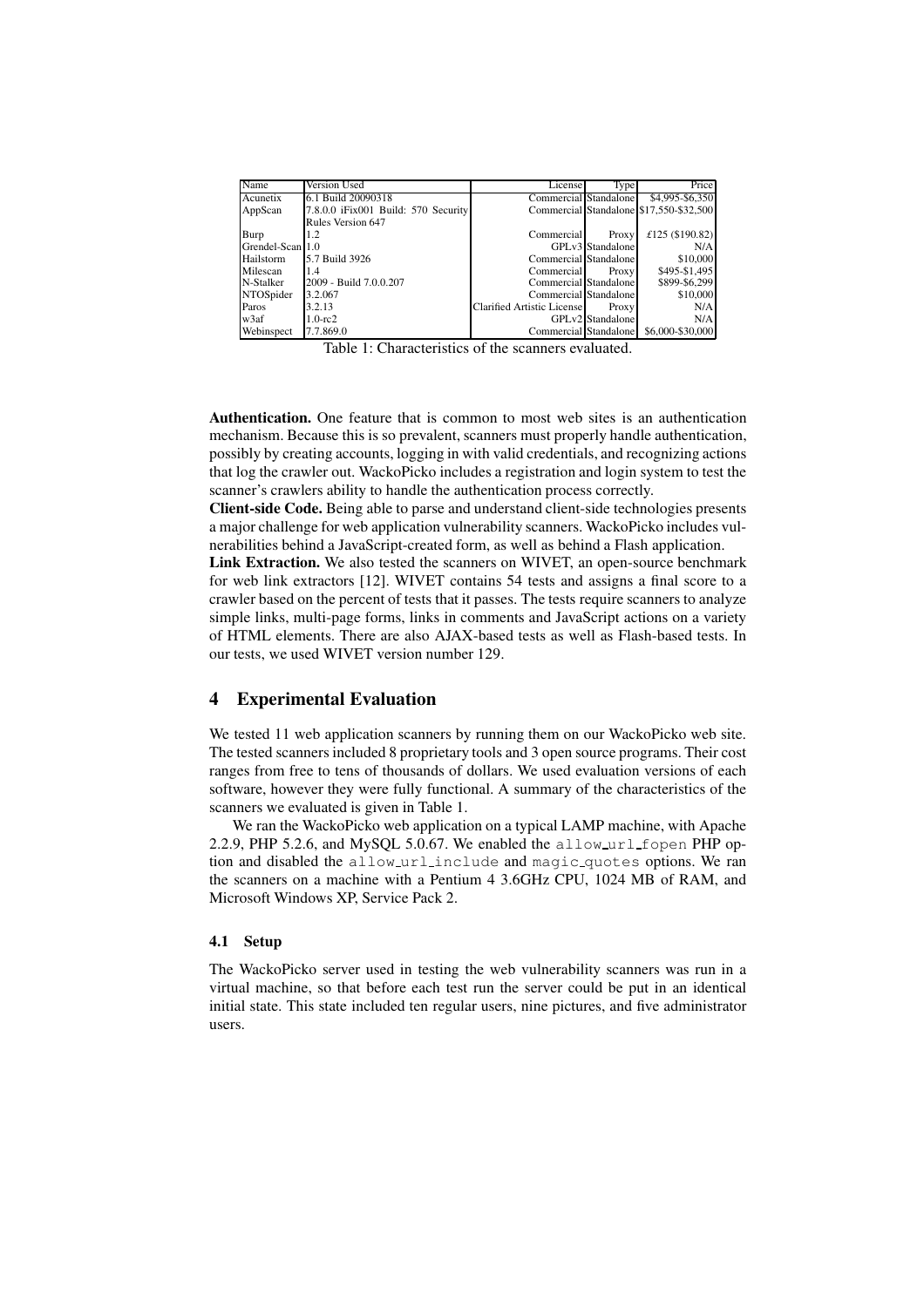| Name | Version Used | License | Type | Price |
|---|---|---|---|---|
| Acunetix | 6.1 Build 20090318 | Commercial | Standalone | $4,995-$6,350 |
| AppScan | 7.8.0.0 iFix001 Build: 570 Security Rules Version 647 | Commercial | Standalone | $17,550-$32,500 |
| Burp | 1.2 | Commercial | Proxy | £125 ($190.82) |
| Grendel-Scan | 1.0 | GPLv3 | Standalone | N/A |
| Hailstorm | 5.7 Build 3926 | Commercial | Standalone | $10,000 |
| Milescan | 1.4 | Commercial | Proxy | $495-$1,495 |
| N-Stalker | 2009 - Build 7.0.0.207 | Commercial | Standalone | $899-$6,299 |
| NTOSpider | 3.2.067 | Commercial | Standalone | $10,000 |
| Paros | 3.2.13 | Clarified Artistic License | Proxy | N/A |
| w3af | 1.0-rc2 | GPLv2 | Standalone | N/A |
| Webinspect | 7.7.869.0 | Commercial | Standalone | $6,000-$30,000 |

Table 1: Characteristics of the scanners evaluated.

**Authentication.** One feature that is common to most web sites is an authentication mechanism. Because this is so prevalent, scanners must properly handle authentication, possibly by creating accounts, logging in with valid credentials, and recognizing actions that log the crawler out. WackoPicko includes a registration and login system to test the scanner's crawlers ability to handle the authentication process correctly.

**Client-side Code.** Being able to parse and understand client-side technologies presents a major challenge for web application vulnerability scanners. WackoPicko includes vulnerabilities behind a JavaScript-created form, as well as behind a Flash application.

**Link Extraction.** We also tested the scanners on WIVET, an open-source benchmark for web link extractors [12]. WIVET contains 54 tests and assigns a final score to a crawler based on the percent of tests that it passes. The tests require scanners to analyze simple links, multi-page forms, links in comments and JavaScript actions on a variety of HTML elements. There are also AJAX-based tests as well as Flash-based tests. In our tests, we used WIVET version number 129.

## 4 Experimental Evaluation

We tested 11 web application scanners by running them on our WackoPicko web site. The tested scanners included 8 proprietary tools and 3 open source programs. Their cost ranges from free to tens of thousands of dollars. We used evaluation versions of each software, however they were fully functional. A summary of the characteristics of the scanners we evaluated is given in Table 1.

We ran the WackoPicko web application on a typical LAMP machine, with Apache 2.2.9, PHP 5.2.6, and MySQL 5.0.67. We enabled the `allow_url_fopen` PHP option and disabled the `allow_url_include` and `magic_quotes` options. We ran the scanners on a machine with a Pentium 4 3.6GHz CPU, 1024 MB of RAM, and Microsoft Windows XP, Service Pack 2.

### 4.1 Setup

The WackoPicko server used in testing the web vulnerability scanners was run in a virtual machine, so that before each test run the server could be put in an identical initial state. This state included ten regular users, nine pictures, and five administrator users.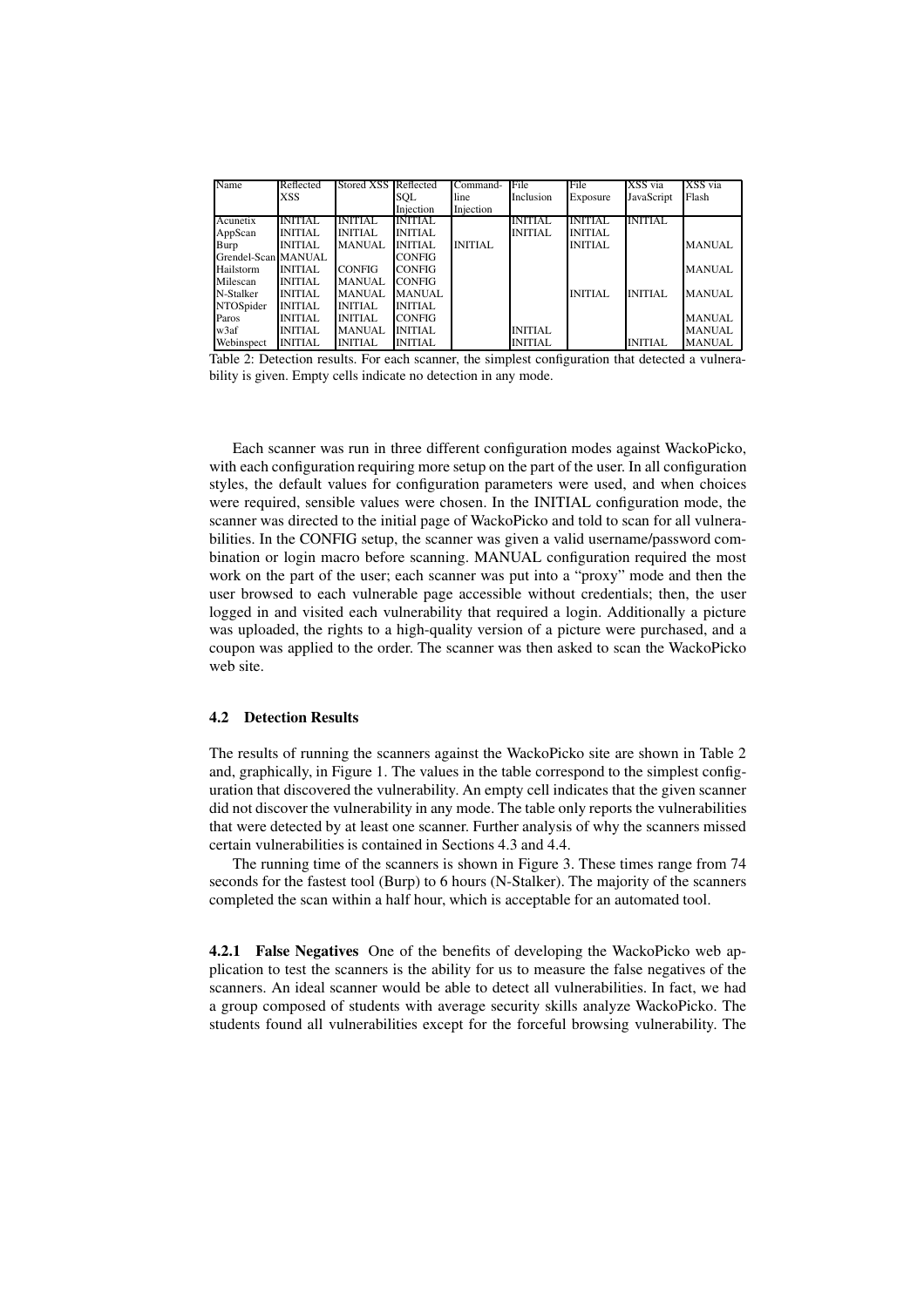| Name | Reflected XSS | Stored XSS | Reflected SQL Injection | Command-line Injection | File Inclusion | File Exposure | XSS via JavaScript | XSS via Flash |
|---|---|---|---|---|---|---|---|---|
| Acunetix | INITIAL | INITIAL | INITIAL | | INITIAL | INITIAL | INITIAL | |
| AppScan | INITIAL | INITIAL | INITIAL | | INITIAL | INITIAL | | |
| Burp | INITIAL | MANUAL | INITIAL | INITIAL | | INITIAL | | MANUAL |
| Grendel-Scan | MANUAL | | CONFIG | | | | | |
| Hailstorm | INITIAL | CONFIG | CONFIG | | | | | MANUAL |
| Milescan | INITIAL | MANUAL | CONFIG | | | | | MANUAL |
| N-Stalker | INITIAL | MANUAL | MANUAL | | | INITIAL | INITIAL | MANUAL |
| NTOSpider | INITIAL | INITIAL | INITIAL | | | | | |
| Paros | INITIAL | INITIAL | CONFIG | | | | | MANUAL |
| w3af | INITIAL | MANUAL | INITIAL | | INITIAL | | | MANUAL |
| Webinspect | INITIAL | INITIAL | INITIAL | | INITIAL | | INITIAL | MANUAL |

Table 2: Detection results. For each scanner, the simplest configuration that detected a vulnerability is given. Empty cells indicate no detection in any mode.

Each scanner was run in three different configuration modes against WackoPicko, with each configuration requiring more setup on the part of the user. In all configuration styles, the default values for configuration parameters were used, and when choices were required, sensible values were chosen. In the INITIAL configuration mode, the scanner was directed to the initial page of WackoPicko and told to scan for all vulnerabilities. In the CONFIG setup, the scanner was given a valid username/password combination or login macro before scanning. MANUAL configuration required the most work on the part of the user; each scanner was put into a "proxy" mode and then the user browsed to each vulnerable page accessible without credentials; then, the user logged in and visited each vulnerability that required a login. Additionally a picture was uploaded, the rights to a high-quality version of a picture were purchased, and a coupon was applied to the order. The scanner was then asked to scan the WackoPicko web site.

### 4.2 Detection Results

The results of running the scanners against the WackoPicko site are shown in Table 2 and, graphically, in Figure 1. The values in the table correspond to the simplest configuration that discovered the vulnerability. An empty cell indicates that the given scanner did not discover the vulnerability in any mode. The table only reports the vulnerabilities that were detected by at least one scanner. Further analysis of why the scanners missed certain vulnerabilities is contained in Sections 4.3 and 4.4.

The running time of the scanners is shown in Figure 3. These times range from 74 seconds for the fastest tool (Burp) to 6 hours (N-Stalker). The majority of the scanners completed the scan within a half hour, which is acceptable for an automated tool.

**4.2.1 False Negatives** One of the benefits of developing the WackoPicko web application to test the scanners is the ability for us to measure the false negatives of the scanners. An ideal scanner would be able to detect all vulnerabilities. In fact, we had a group composed of students with average security skills analyze WackoPicko. The students found all vulnerabilities except for the forceful browsing vulnerability. The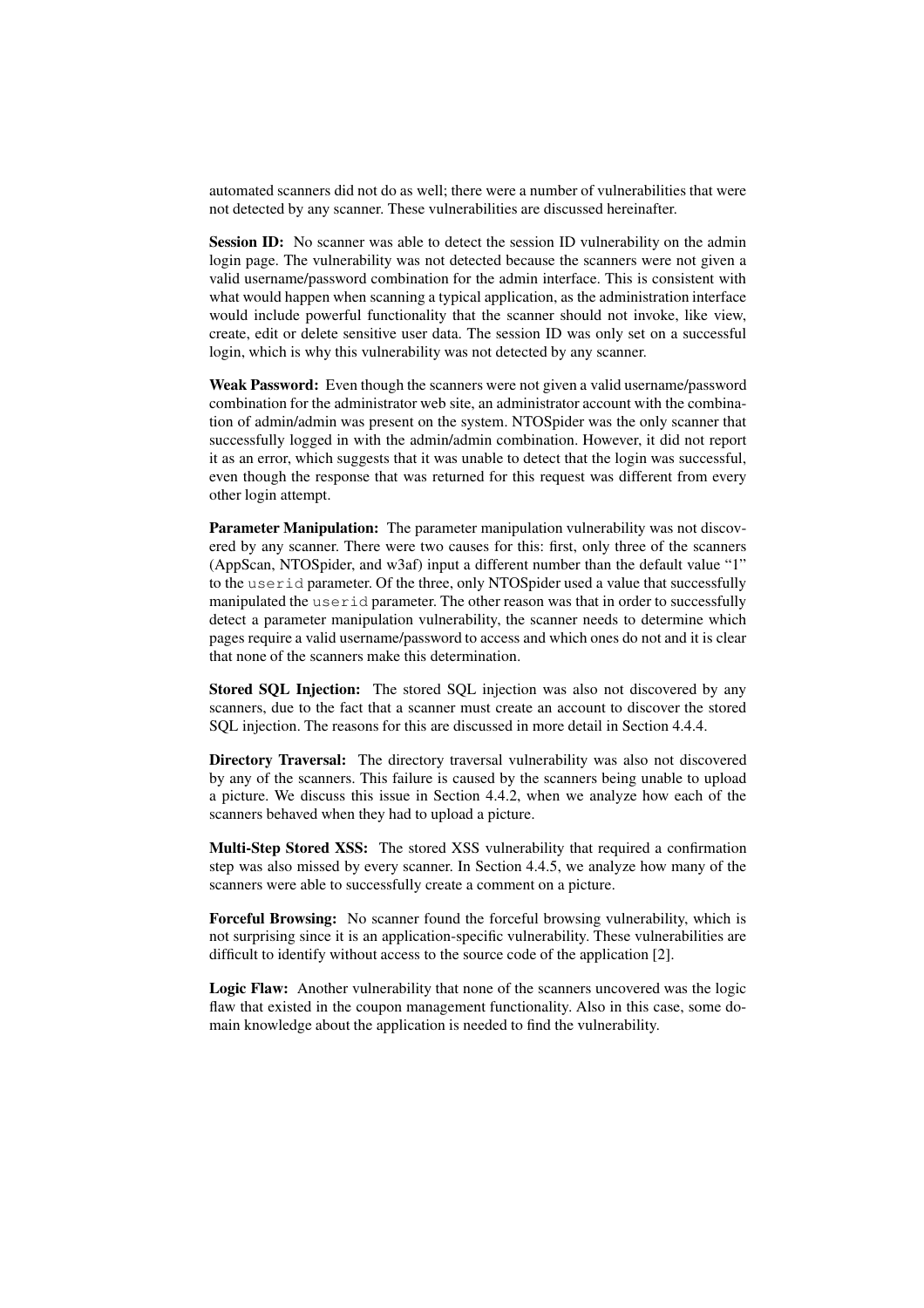automated scanners did not do as well; there were a number of vulnerabilities that were not detected by any scanner. These vulnerabilities are discussed hereinafter.

**Session ID:** No scanner was able to detect the session ID vulnerability on the admin login page. The vulnerability was not detected because the scanners were not given a valid username/password combination for the admin interface. This is consistent with what would happen when scanning a typical application, as the administration interface would include powerful functionality that the scanner should not invoke, like view, create, edit or delete sensitive user data. The session ID was only set on a successful login, which is why this vulnerability was not detected by any scanner.

**Weak Password:** Even though the scanners were not given a valid username/password combination for the administrator web site, an administrator account with the combination of admin/admin was present on the system. NTOSpider was the only scanner that successfully logged in with the admin/admin combination. However, it did not report it as an error, which suggests that it was unable to detect that the login was successful, even though the response that was returned for this request was different from every other login attempt.

**Parameter Manipulation:** The parameter manipulation vulnerability was not discovered by any scanner. There were two causes for this: first, only three of the scanners (AppScan, NTOSpider, and w3af) input a different number than the default value "1" to the `userid` parameter. Of the three, only NTOSpider used a value that successfully manipulated the `userid` parameter. The other reason was that in order to successfully detect a parameter manipulation vulnerability, the scanner needs to determine which pages require a valid username/password to access and which ones do not and it is clear that none of the scanners make this determination.

**Stored SQL Injection:** The stored SQL injection was also not discovered by any scanners, due to the fact that a scanner must create an account to discover the stored SQL injection. The reasons for this are discussed in more detail in Section 4.4.4.

**Directory Traversal:** The directory traversal vulnerability was also not discovered by any of the scanners. This failure is caused by the scanners being unable to upload a picture. We discuss this issue in Section 4.4.2, when we analyze how each of the scanners behaved when they had to upload a picture.

**Multi-Step Stored XSS:** The stored XSS vulnerability that required a confirmation step was also missed by every scanner. In Section 4.4.5, we analyze how many of the scanners were able to successfully create a comment on a picture.

**Forceful Browsing:** No scanner found the forceful browsing vulnerability, which is not surprising since it is an application-specific vulnerability. These vulnerabilities are difficult to identify without access to the source code of the application [2].

**Logic Flaw:** Another vulnerability that none of the scanners uncovered was the logic flaw that existed in the coupon management functionality. Also in this case, some domain knowledge about the application is needed to find the vulnerability.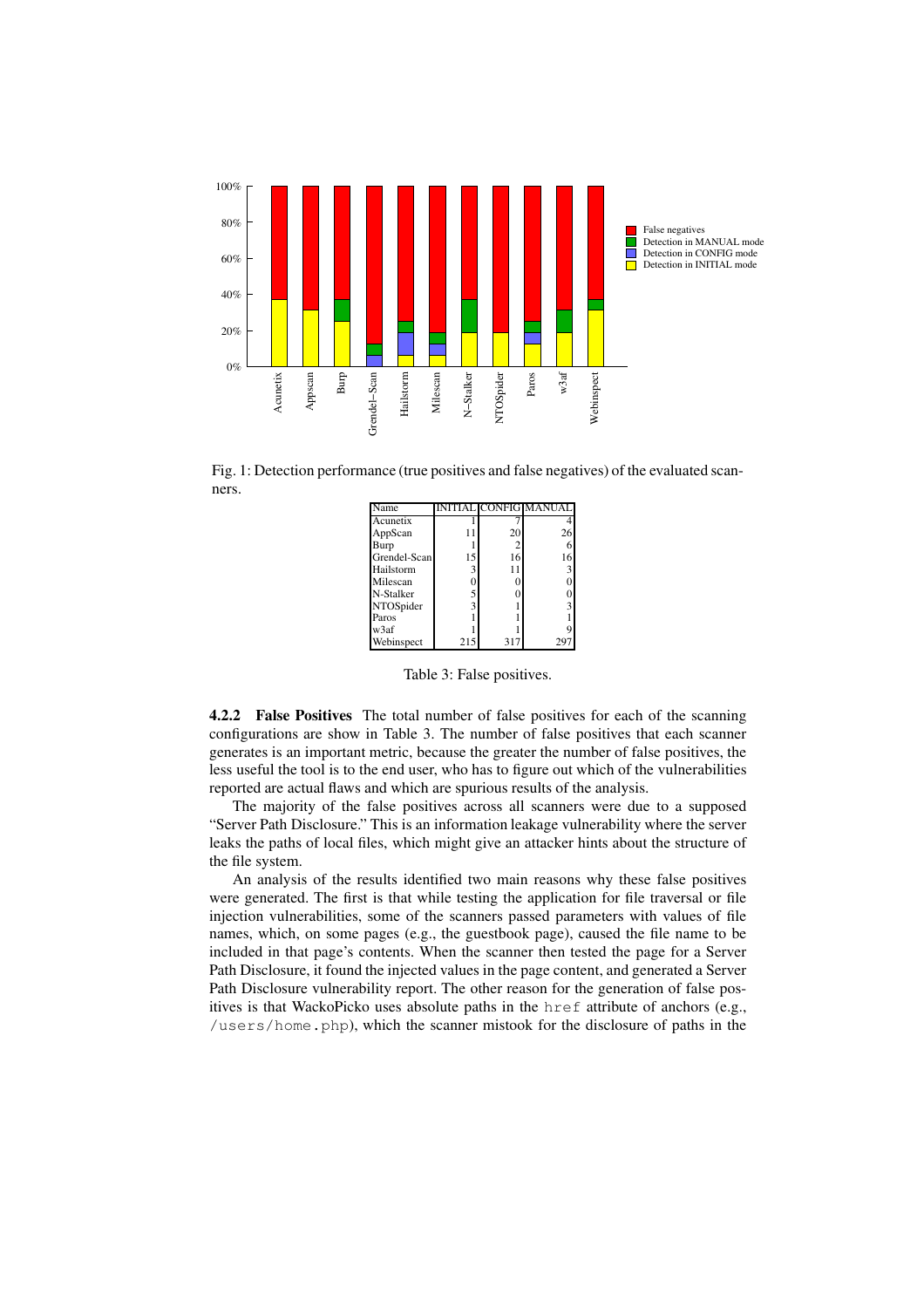100%
80%
60%
40%
20%
0%

Acunetix
Appscan
Burp
Grendel-Scan
Hailstorm
Milescan
N-Stalker
NTOSpider
Paros
w3af
Webinspect

False negatives
Detection in MANUAL mode
Detection in CONFIG mode
Detection in INITIAL mode

Fig. 1: Detection performance (true positives and false negatives) of the evaluated scanners.

| Name | INITIAL | CONFIG | MANUAL |
|---|---|---|---|
| Acunetix | 1 | 7 | 4 |
| AppScan | 11 | 20 | 26 |
| Burp | 1 | 2 | 6 |
| Grendel-Scan | 15 | 16 | 16 |
| Hailstorm | 3 | 11 | 3 |
| Milescan | 0 | 0 | 0 |
| N-Stalker | 5 | 0 | 0 |
| NTOSpider | 3 | 1 | 3 |
| Paros | 1 | 1 | 1 |
| w3af | 1 | 1 | 9 |
| Webinspect | 215 | 317 | 297 |

Table 3: False positives.

#### 4.2.2 False Positives

The total number of false positives for each of the scanning configurations are show in Table 3. The number of false positives that each scanner generates is an important metric, because the greater the number of false positives, the less useful the tool is to the end user, who has to figure out which of the vulnerabilities reported are actual flaws and which are spurious results of the analysis.

The majority of the false positives across all scanners were due to a supposed "Server Path Disclosure." This is an information leakage vulnerability where the server leaks the paths of local files, which might give an attacker hints about the structure of the file system.

An analysis of the results identified two main reasons why these false positives were generated. The first is that while testing the application for file traversal or file injection vulnerabilities, some of the scanners passed parameters with values of file names, which, on some pages (e.g., the guestbook page), caused the file name to be included in that page's contents. When the scanner then tested the page for a Server Path Disclosure, it found the injected values in the page content, and generated a Server Path Disclosure vulnerability report. The other reason for the generation of false positives is that WackoPicko uses absolute paths in the `href` attribute of anchors (e.g., `/users/home.php`), which the scanner mistook for the disclosure of paths in the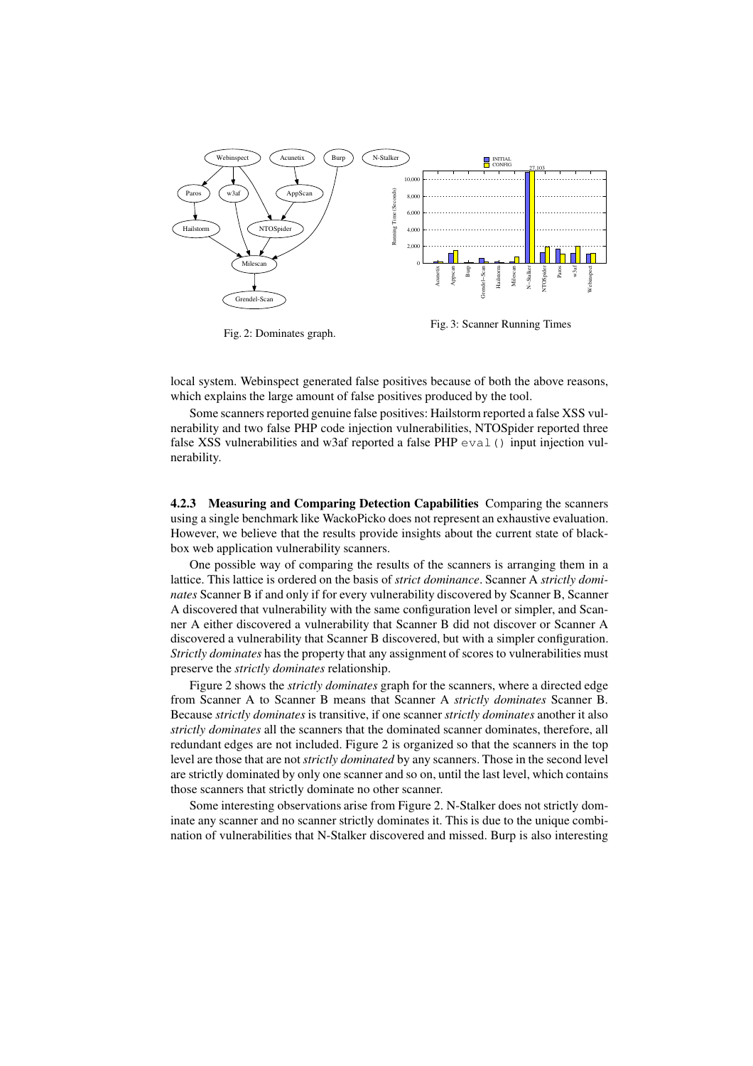Webinspect
Acunetix
Burp
N-Stalker
Paros
w3af
AppScan
Hailstorm
NTOSpider
Milescan
Grendel-Scan

Fig. 2: Dominates graph.

INITIAL
CONFIG
27,103
10,000
8,000
6,000
4,000
2,000
0
Running Time (Seconds)
Acunetix
Appscan
Burp
Grendel-Scan
Hailstorm
Milescan
N-Stalker
NTOSpider
Paros
w3af
Webinspect

Fig. 3: Scanner Running Times

local system. Webinspect generated false positives because of both the above reasons, which explains the large amount of false positives produced by the tool.

Some scanners reported genuine false positives: Hailstorm reported a false XSS vulnerability and two false PHP code injection vulnerabilities, NTOSpider reported three false XSS vulnerabilities and w3af reported a false PHP `eval()` input injection vulnerability.

**4.2.3 Measuring and Comparing Detection Capabilities** Comparing the scanners using a single benchmark like WackoPicko does not represent an exhaustive evaluation. However, we believe that the results provide insights about the current state of black-box web application vulnerability scanners.

One possible way of comparing the results of the scanners is arranging them in a lattice. This lattice is ordered on the basis of *strict dominance*. Scanner A *strictly dominates* Scanner B if and only if for every vulnerability discovered by Scanner B, Scanner A discovered that vulnerability with the same configuration level or simpler, and Scanner A either discovered a vulnerability that Scanner B did not discover or Scanner A discovered a vulnerability that Scanner B discovered, but with a simpler configuration. *Strictly dominates* has the property that any assignment of scores to vulnerabilities must preserve the *strictly dominates* relationship.

Figure 2 shows the *strictly dominates* graph for the scanners, where a directed edge from Scanner A to Scanner B means that Scanner A *strictly dominates* Scanner B. Because *strictly dominates* is transitive, if one scanner *strictly dominates* another it also *strictly dominates* all the scanners that the dominated scanner dominates, therefore, all redundant edges are not included. Figure 2 is organized so that the scanners in the top level are those that are not *strictly dominated* by any scanners. Those in the second level are strictly dominated by only one scanner and so on, until the last level, which contains those scanners that strictly dominate no other scanner.

Some interesting observations arise from Figure 2. N-Stalker does not strictly dominate any scanner and no scanner strictly dominates it. This is due to the unique combination of vulnerabilities that N-Stalker discovered and missed. Burp is also interesting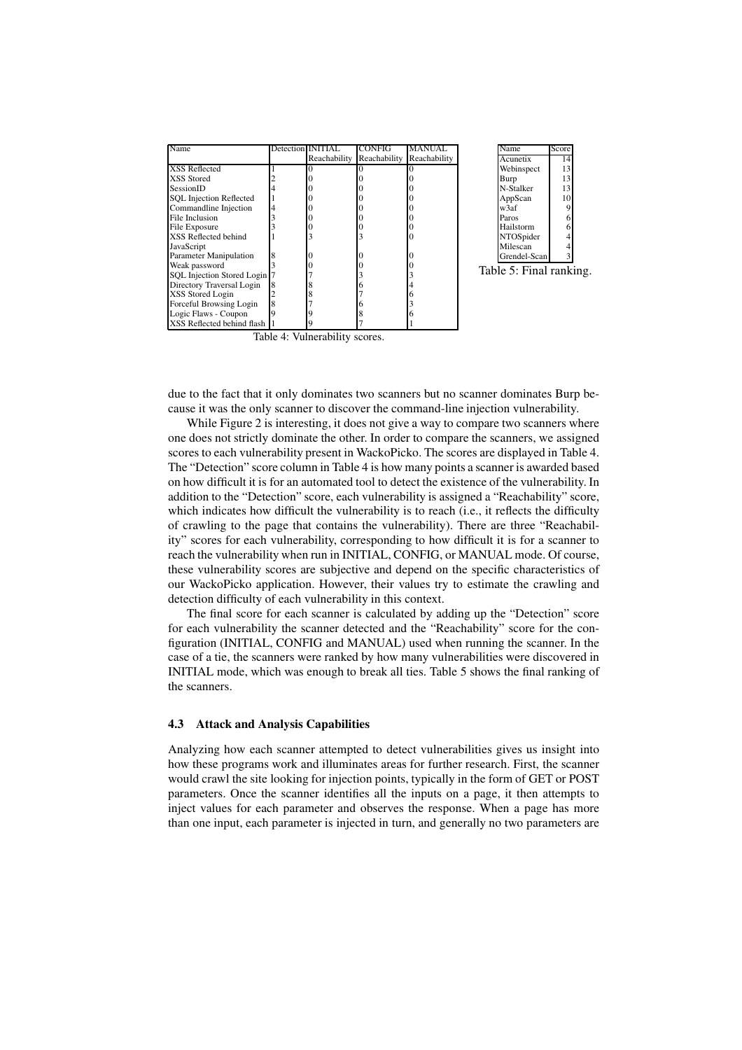| Name | Detection | INITIAL Reachability | CONFIG Reachability | MANUAL Reachability |
|---|---|---|---|---|
| XSS Reflected | 1 | 0 | 0 | 0 |
| XSS Stored | 2 | 0 | 0 | 0 |
| SessionID | 4 | 0 | 0 | 0 |
| SQL Injection Reflected | 1 | 0 | 0 | 0 |
| Commandline Injection | 4 | 0 | 0 | 0 |
| File Inclusion | 3 | 0 | 0 | 0 |
| File Exposure | 3 | 0 | 0 | 0 |
| XSS Reflected behind JavaScript | 1 | 3 | 3 | 0 |
| Parameter Manipulation | 8 | 0 | 0 | 0 |
| Weak password | 3 | 0 | 0 | 0 |
| SQL Injection Stored Login | 7 | 7 | 3 | 3 |
| Directory Traversal Login | 8 | 8 | 6 | 4 |
| XSS Stored Login | 2 | 8 | 7 | 6 |
| Forceful Browsing Login | 8 | 7 | 6 | 3 |
| Logic Flaws - Coupon | 9 | 9 | 8 | 6 |
| XSS Reflected behind flash | 1 | 9 | 7 | 1 |

Table 4: Vulnerability scores.

| Name | Score |
|---|---|
| Acunetix | 14 |
| Webinspect | 13 |
| Burp | 13 |
| N-Stalker | 13 |
| AppScan | 10 |
| w3af | 9 |
| Paros | 6 |
| Hailstorm | 6 |
| NTOSpider | 4 |
| Milescan | 4 |
| Grendel-Scan | 3 |

Table 5: Final ranking.

due to the fact that it only dominates two scanners but no scanner dominates Burp because it was the only scanner to discover the command-line injection vulnerability.

While Figure 2 is interesting, it does not give a way to compare two scanners where one does not strictly dominate the other. In order to compare the scanners, we assigned scores to each vulnerability present in WackoPicko. The scores are displayed in Table 4. The "Detection" score column in Table 4 is how many points a scanner is awarded based on how difficult it is for an automated tool to detect the existence of the vulnerability. In addition to the "Detection" score, each vulnerability is assigned a "Reachability" score, which indicates how difficult the vulnerability is to reach (i.e., it reflects the difficulty of crawling to the page that contains the vulnerability). There are three "Reachability" scores for each vulnerability, corresponding to how difficult it is for a scanner to reach the vulnerability when run in INITIAL, CONFIG, or MANUAL mode. Of course, these vulnerability scores are subjective and depend on the specific characteristics of our WackoPicko application. However, their values try to estimate the crawling and detection difficulty of each vulnerability in this context.

The final score for each scanner is calculated by adding up the "Detection" score for each vulnerability the scanner detected and the "Reachability" score for the configuration (INITIAL, CONFIG and MANUAL) used when running the scanner. In the case of a tie, the scanners were ranked by how many vulnerabilities were discovered in INITIAL mode, which was enough to break all ties. Table 5 shows the final ranking of the scanners.

### 4.3 Attack and Analysis Capabilities

Analyzing how each scanner attempted to detect vulnerabilities gives us insight into how these programs work and illuminates areas for further research. First, the scanner would crawl the site looking for injection points, typically in the form of GET or POST parameters. Once the scanner identifies all the inputs on a page, it then attempts to inject values for each parameter and observes the response. When a page has more than one input, each parameter is injected in turn, and generally no two parameters are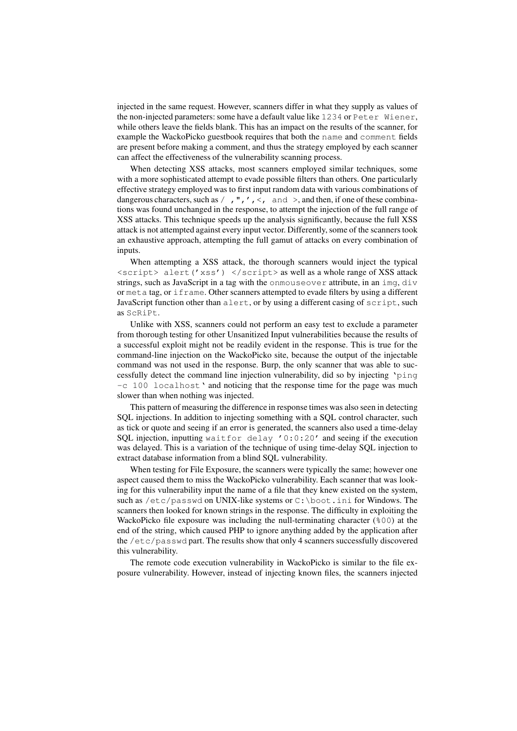injected in the same request. However, scanners differ in what they supply as values of the non-injected parameters: some have a default value like `1234` or `Peter Wiener`, while others leave the fields blank. This has an impact on the results of the scanner, for example the WackoPicko guestbook requires that both the `name` and `comment` fields are present before making a comment, and thus the strategy employed by each scanner can affect the effectiveness of the vulnerability scanning process.

When detecting XSS attacks, most scanners employed similar techniques, some with a more sophisticated attempt to evade possible filters than others. One particularly effective strategy employed was to first input random data with various combinations of dangerous characters, such as `/ ,",',<, and >`, and then, if one of these combinations was found unchanged in the response, to attempt the injection of the full range of XSS attacks. This technique speeds up the analysis significantly, because the full XSS attack is not attempted against every input vector. Differently, some of the scanners took an exhaustive approach, attempting the full gamut of attacks on every combination of inputs.

When attempting a XSS attack, the thorough scanners would inject the typical `<script> alert('xss') </script>` as well as a whole range of XSS attack strings, such as JavaScript in a tag with the `onmouseover` attribute, in an `img`, `div` or `meta` tag, or `iframe`. Other scanners attempted to evade filters by using a different JavaScript function other than `alert`, or by using a different casing of `script`, such as `ScRiPt`.

Unlike with XSS, scanners could not perform an easy test to exclude a parameter from thorough testing for other Unsanitized Input vulnerabilities because the results of a successful exploit might not be readily evident in the response. This is true for the command-line injection on the WackoPicko site, because the output of the injectable command was not used in the response. Burp, the only scanner that was able to successfully detect the command line injection vulnerability, did so by injecting `` `ping -c 100 localhost` `` and noticing that the response time for the page was much slower than when nothing was injected.

This pattern of measuring the difference in response times was also seen in detecting SQL injections. In addition to injecting something with a SQL control character, such as tick or quote and seeing if an error is generated, the scanners also used a time-delay SQL injection, inputting `waitfor delay '0:0:20'` and seeing if the execution was delayed. This is a variation of the technique of using time-delay SQL injection to extract database information from a blind SQL vulnerability.

When testing for File Exposure, the scanners were typically the same; however one aspect caused them to miss the WackoPicko vulnerability. Each scanner that was looking for this vulnerability input the name of a file that they knew existed on the system, such as `/etc/passwd` on UNIX-like systems or `C:\boot.ini` for Windows. The scanners then looked for known strings in the response. The difficulty in exploiting the WackoPicko file exposure was including the null-terminating character (`%00`) at the end of the string, which caused PHP to ignore anything added by the application after the `/etc/passwd` part. The results show that only 4 scanners successfully discovered this vulnerability.

The remote code execution vulnerability in WackoPicko is similar to the file exposure vulnerability. However, instead of injecting known files, the scanners injected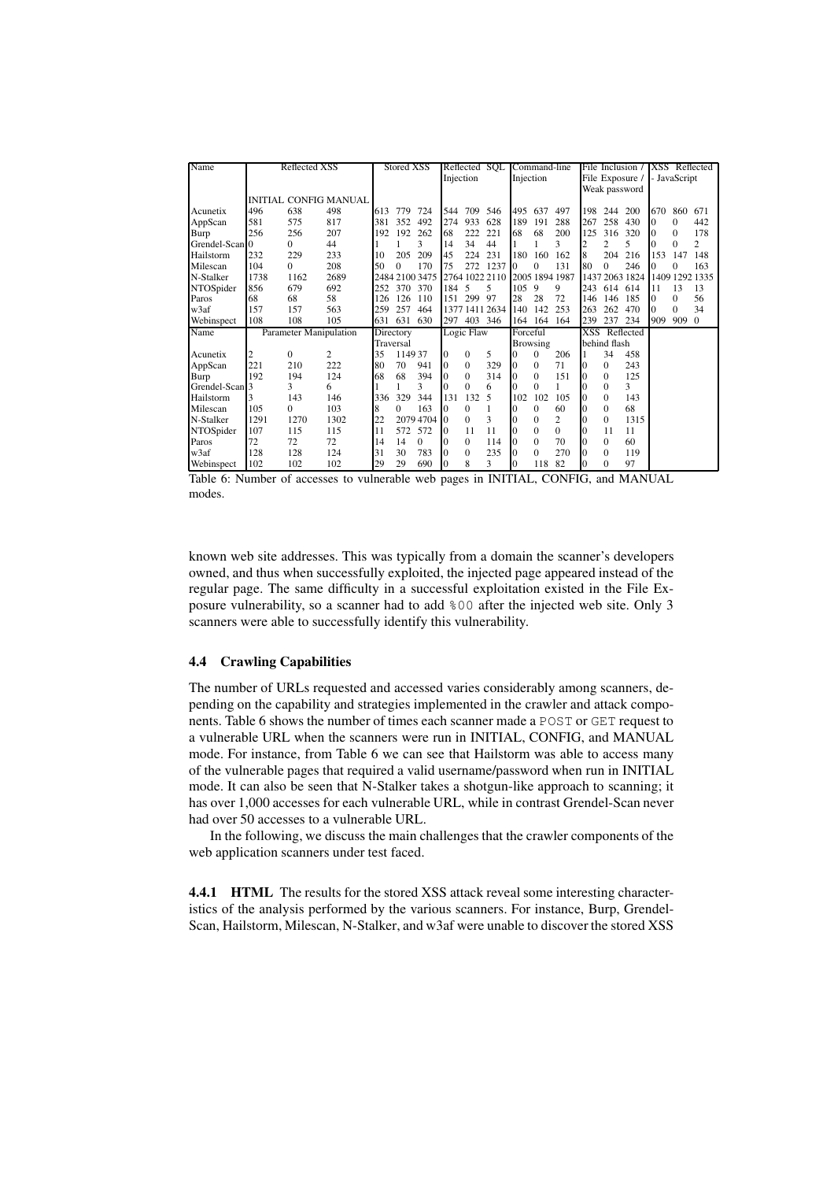| Name | Reflected XSS | | | Stored XSS | | | Reflected SQL Injection | | | Command-line Injection | | | File Inclusion / File Exposure / Weak password | | | XSS Reflected - JavaScript | | |
|---|---|---|---|---|---|---|---|---|---|---|---|---|---|---|---|---|---|---|
| | INITIAL | CONFIG | MANUAL | | | | | | | | | | | | | | | |
| Acunetix | 496 | 638 | 498 | 613 | 779 | 724 | 544 | 709 | 546 | 495 | 637 | 497 | 198 | 244 | 200 | 670 | 860 | 671 |
| AppScan | 581 | 575 | 817 | 381 | 352 | 492 | 274 | 933 | 628 | 189 | 191 | 288 | 267 | 258 | 430 | 0 | 0 | 442 |
| Burp | 256 | 256 | 207 | 192 | 192 | 262 | 68 | 222 | 221 | 68 | 68 | 200 | 125 | 316 | 320 | 0 | 0 | 178 |
| Grendel-Scan | 0 | 0 | 44 | 1 | 1 | 3 | 14 | 34 | 44 | 1 | 1 | 3 | 2 | 2 | 5 | 0 | 0 | 2 |
| Hailstorm | 232 | 229 | 233 | 10 | 205 | 209 | 45 | 224 | 231 | 180 | 160 | 162 | 8 | 204 | 216 | 153 | 147 | 148 |
| Milescan | 104 | 0 | 208 | 50 | 0 | 170 | 75 | 272 | 1237 | 0 | 0 | 131 | 80 | 0 | 246 | 0 | 0 | 163 |
| N-Stalker | 1738 | 1162 | 2689 | 2484 | 2100 | 3475 | 2764 | 1022 | 2110 | 2005 | 1894 | 1987 | 1437 | 2063 | 1824 | 1409 | 1292 | 1335 |
| NTOSpider | 856 | 679 | 692 | 252 | 370 | 370 | 184 | 5 | 5 | 105 | 9 | 9 | 243 | 614 | 614 | 11 | 13 | 13 |
| Paros | 68 | 68 | 58 | 126 | 126 | 110 | 151 | 299 | 97 | 28 | 28 | 72 | 146 | 146 | 185 | 0 | 0 | 56 |
| w3af | 157 | 157 | 563 | 259 | 257 | 464 | 1377 | 1411 | 2634 | 140 | 142 | 253 | 263 | 262 | 470 | 0 | 0 | 34 |
| Webinspect | 108 | 108 | 105 | 631 | 631 | 630 | 297 | 403 | 346 | 164 | 164 | 164 | 239 | 237 | 234 | 909 | 909 | 0 |
| Name | Parameter Manipulation | | | Directory Traversal | | | Logic Flaw | | | Forceful Browsing | | | XSS Reflected behind flash | | | | | |
| Acunetix | 2 | 0 | 2 | 35 | 1149 | 37 | 0 | 0 | 5 | 0 | 0 | 206 | 1 | 34 | 458 | | | |
| AppScan | 221 | 210 | 222 | 80 | 70 | 941 | 0 | 0 | 329 | 0 | 0 | 71 | 0 | 0 | 243 | | | |
| Burp | 192 | 194 | 124 | 68 | 68 | 394 | 0 | 0 | 314 | 0 | 0 | 151 | 0 | 0 | 125 | | | |
| Grendel-Scan | 3 | 3 | 6 | 1 | 1 | 3 | 0 | 0 | 6 | 0 | 0 | 1 | 0 | 0 | 3 | | | |
| Hailstorm | 3 | 143 | 146 | 336 | 329 | 344 | 131 | 132 | 5 | 102 | 102 | 105 | 0 | 0 | 143 | | | |
| Milescan | 105 | 0 | 103 | 8 | 0 | 163 | 0 | 0 | 1 | 0 | 0 | 60 | 0 | 0 | 68 | | | |
| N-Stalker | 1291 | 1270 | 1302 | 22 | 2079 | 4704 | 0 | 0 | 3 | 0 | 0 | 2 | 0 | 0 | 1315 | | | |
| NTOSpider | 107 | 115 | 115 | 11 | 572 | 572 | 0 | 11 | 11 | 0 | 0 | 0 | 0 | 11 | 11 | | | |
| Paros | 72 | 72 | 72 | 14 | 14 | 0 | 0 | 0 | 114 | 0 | 0 | 70 | 0 | 0 | 60 | | | |
| w3af | 128 | 128 | 124 | 31 | 30 | 783 | 0 | 0 | 235 | 0 | 0 | 270 | 0 | 0 | 119 | | | |
| Webinspect | 102 | 102 | 102 | 29 | 29 | 690 | 0 | 8 | 3 | 0 | 118 | 82 | 0 | 0 | 97 | | | |

Table 6: Number of accesses to vulnerable web pages in INITIAL, CONFIG, and MANUAL modes.

known web site addresses. This was typically from a domain the scanner's developers owned, and thus when successfully exploited, the injected page appeared instead of the regular page. The same difficulty in a successful exploitation existed in the File Exposure vulnerability, so a scanner had to add `%00` after the injected web site. Only 3 scanners were able to successfully identify this vulnerability.

### 4.4 Crawling Capabilities

The number of URLs requested and accessed varies considerably among scanners, depending on the capability and strategies implemented in the crawler and attack components. Table 6 shows the number of times each scanner made a `POST` or `GET` request to a vulnerable URL when the scanners were run in INITIAL, CONFIG, and MANUAL mode. For instance, from Table 6 we can see that Hailstorm was able to access many of the vulnerable pages that required a valid username/password when run in INITIAL mode. It can also be seen that N-Stalker takes a shotgun-like approach to scanning; it has over 1,000 accesses for each vulnerable URL, while in contrast Grendel-Scan never had over 50 accesses to a vulnerable URL.

In the following, we discuss the main challenges that the crawler components of the web application scanners under test faced.

**4.4.1 HTML** The results for the stored XSS attack reveal some interesting characteristics of the analysis performed by the various scanners. For instance, Burp, Grendel-Scan, Hailstorm, Milescan, N-Stalker, and w3af were unable to discover the stored XSS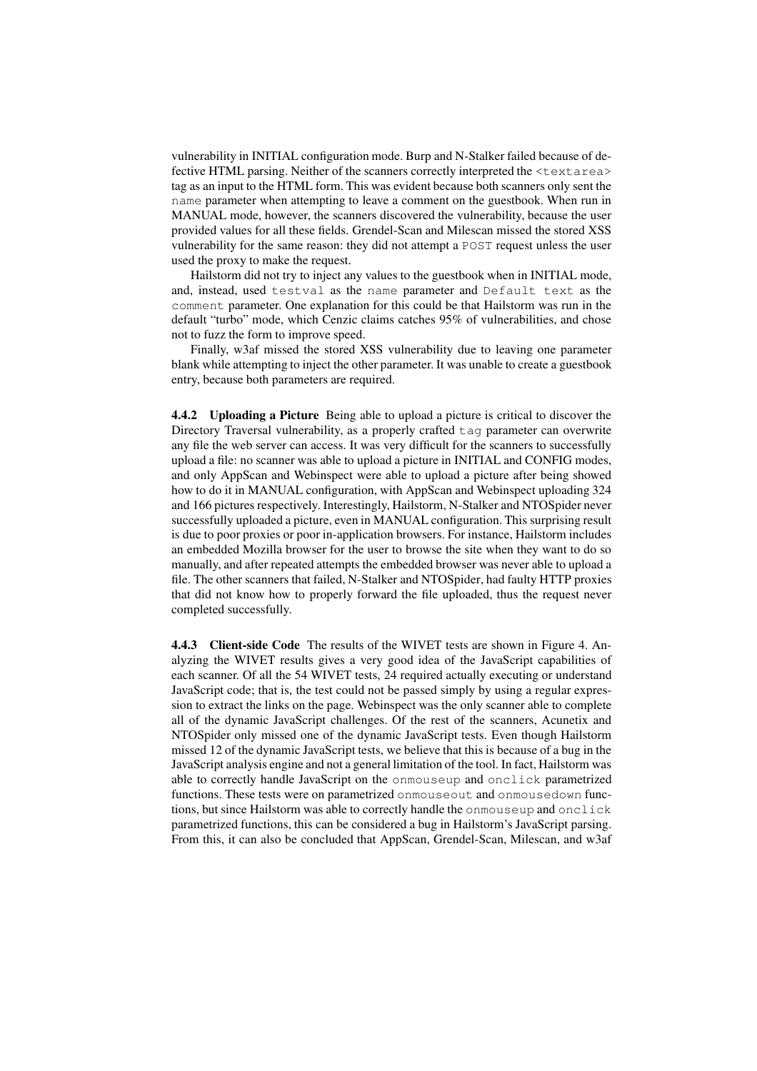vulnerability in INITIAL configuration mode. Burp and N-Stalker failed because of defective HTML parsing. Neither of the scanners correctly interpreted the `<textarea>` tag as an input to the HTML form. This was evident because both scanners only sent the `name` parameter when attempting to leave a comment on the guestbook. When run in MANUAL mode, however, the scanners discovered the vulnerability, because the user provided values for all these fields. Grendel-Scan and Milescan missed the stored XSS vulnerability for the same reason: they did not attempt a `POST` request unless the user used the proxy to make the request.

Hailstorm did not try to inject any values to the guestbook when in INITIAL mode, and, instead, used `testval` as the `name` parameter and `Default text` as the `comment` parameter. One explanation for this could be that Hailstorm was run in the default "turbo" mode, which Cenzic claims catches 95% of vulnerabilities, and chose not to fuzz the form to improve speed.

Finally, w3af missed the stored XSS vulnerability due to leaving one parameter blank while attempting to inject the other parameter. It was unable to create a guestbook entry, because both parameters are required.

**4.4.2 Uploading a Picture** Being able to upload a picture is critical to discover the Directory Traversal vulnerability, as a properly crafted `tag` parameter can overwrite any file the web server can access. It was very difficult for the scanners to successfully upload a file: no scanner was able to upload a picture in INITIAL and CONFIG modes, and only AppScan and Webinspect were able to upload a picture after being showed how to do it in MANUAL configuration, with AppScan and Webinspect uploading 324 and 166 pictures respectively. Interestingly, Hailstorm, N-Stalker and NTOSpider never successfully uploaded a picture, even in MANUAL configuration. This surprising result is due to poor proxies or poor in-application browsers. For instance, Hailstorm includes an embedded Mozilla browser for the user to browse the site when they want to do so manually, and after repeated attempts the embedded browser was never able to upload a file. The other scanners that failed, N-Stalker and NTOSpider, had faulty HTTP proxies that did not know how to properly forward the file uploaded, thus the request never completed successfully.

**4.4.3 Client-side Code** The results of the WIVET tests are shown in Figure 4. Analyzing the WIVET results gives a very good idea of the JavaScript capabilities of each scanner. Of all the 54 WIVET tests, 24 required actually executing or understand JavaScript code; that is, the test could not be passed simply by using a regular expression to extract the links on the page. Webinspect was the only scanner able to complete all of the dynamic JavaScript challenges. Of the rest of the scanners, Acunetix and NTOSpider only missed one of the dynamic JavaScript tests. Even though Hailstorm missed 12 of the dynamic JavaScript tests, we believe that this is because of a bug in the JavaScript analysis engine and not a general limitation of the tool. In fact, Hailstorm was able to correctly handle JavaScript on the `onmouseup` and `onclick` parametrized functions. These tests were on parametrized `onmouseout` and `onmousedown` functions, but since Hailstorm was able to correctly handle the `onmouseup` and `onclick` parametrized functions, this can be considered a bug in Hailstorm's JavaScript parsing. From this, it can also be concluded that AppScan, Grendel-Scan, Milescan, and w3af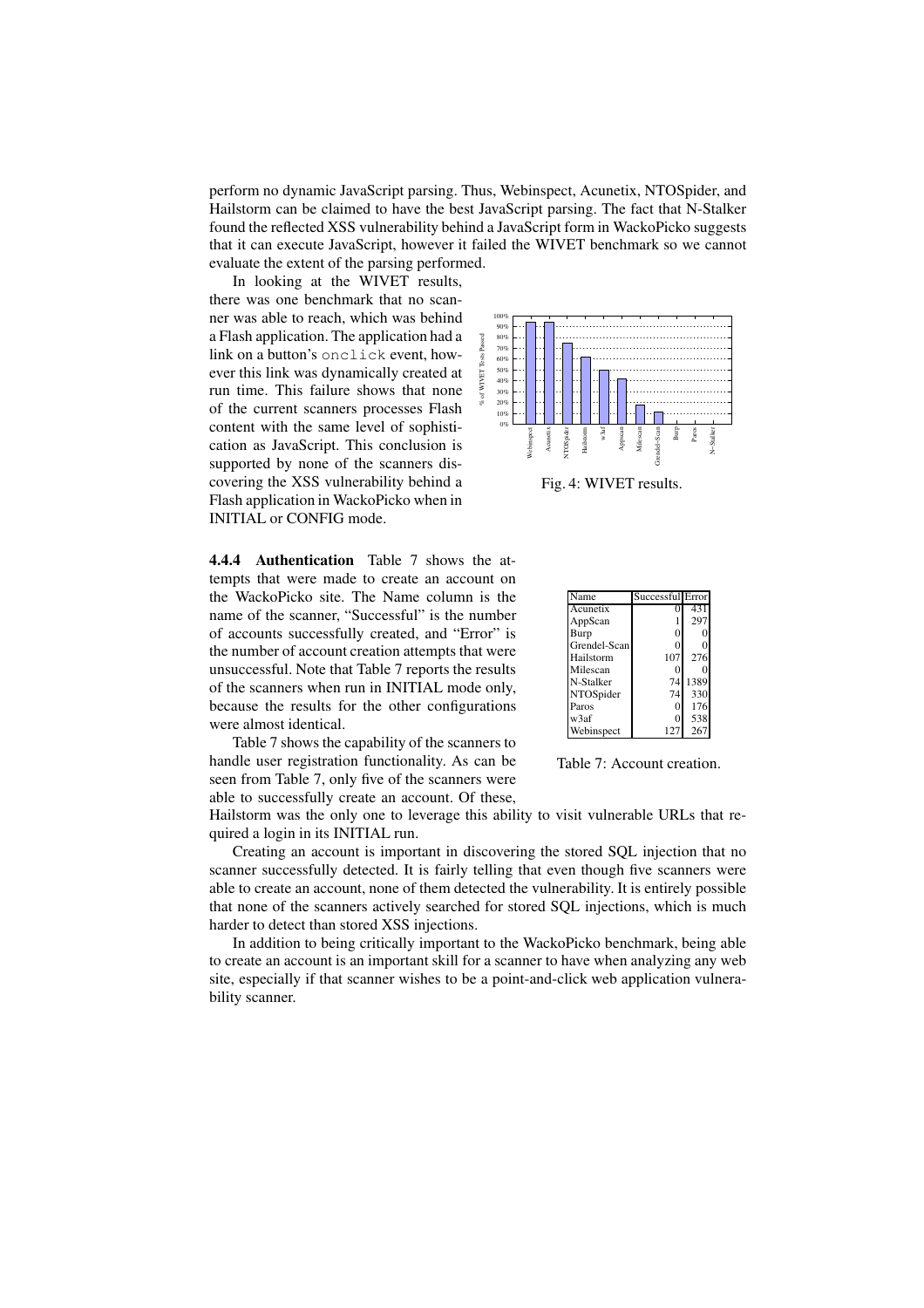perform no dynamic JavaScript parsing. Thus, Webinspect, Acunetix, NTOSpider, and Hailstorm can be claimed to have the best JavaScript parsing. The fact that N-Stalker found the reflected XSS vulnerability behind a JavaScript form in WackoPicko suggests that it can execute JavaScript, however it failed the WIVET benchmark so we cannot evaluate the extent of the parsing performed.

In looking at the WIVET results, there was one benchmark that no scanner was able to reach, which was behind a Flash application. The application had a link on a button's `onclick` event, however this link was dynamically created at run time. This failure shows that none of the current scanners processes Flash content with the same level of sophistication as JavaScript. This conclusion is supported by none of the scanners discovering the XSS vulnerability behind a Flash application in WackoPicko when in INITIAL or CONFIG mode.

% of WIVET Tests Passed

100%
90%
80%
70%
60%
50%
40%
30%
20%
10%
0%

Webinspect
Acunetix
NTOSpider
Hailstorm
w3af
Appscan
Milescan
Grendel-Scan
Burp
Paros
N-Stalker

Fig. 4: WIVET results.

**4.4.4 Authentication** Table 7 shows the attempts that were made to create an account on the WackoPicko site. The Name column is the name of the scanner, "Successful" is the number of accounts successfully created, and "Error" is the number of account creation attempts that were unsuccessful. Note that Table 7 reports the results of the scanners when run in INITIAL mode only, because the results for the other configurations were almost identical.

| Name | Successful | Error |
|---|---|---|
| Acunetix | 0 | 431 |
| AppScan | 1 | 297 |
| Burp | 0 | 0 |
| Grendel-Scan | 0 | 0 |
| Hailstorm | 107 | 276 |
| Milescan | 0 | 0 |
| N-Stalker | 74 | 1389 |
| NTOSpider | 74 | 330 |
| Paros | 0 | 176 |
| w3af | 0 | 538 |
| Webinspect | 127 | 267 |

Table 7: Account creation.

Table 7 shows the capability of the scanners to handle user registration functionality. As can be seen from Table 7, only five of the scanners were able to successfully create an account. Of these, Hailstorm was the only one to leverage this ability to visit vulnerable URLs that required a login in its INITIAL run.

Creating an account is important in discovering the stored SQL injection that no scanner successfully detected. It is fairly telling that even though five scanners were able to create an account, none of them detected the vulnerability. It is entirely possible that none of the scanners actively searched for stored SQL injections, which is much harder to detect than stored XSS injections.

In addition to being critically important to the WackoPicko benchmark, being able to create an account is an important skill for a scanner to have when analyzing any web site, especially if that scanner wishes to be a point-and-click web application vulnerability scanner.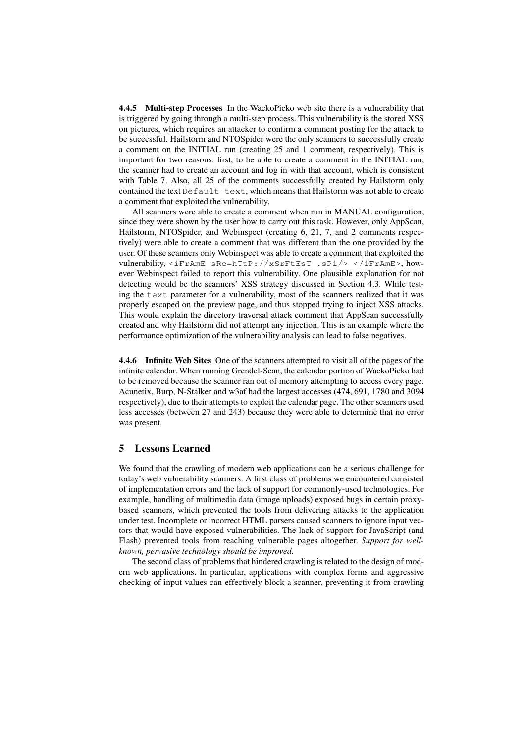**4.4.5 Multi-step Processes** In the WackoPicko web site there is a vulnerability that is triggered by going through a multi-step process. This vulnerability is the stored XSS on pictures, which requires an attacker to confirm a comment posting for the attack to be successful. Hailstorm and NTOSpider were the only scanners to successfully create a comment on the INITIAL run (creating 25 and 1 comment, respectively). This is important for two reasons: first, to be able to create a comment in the INITIAL run, the scanner had to create an account and log in with that account, which is consistent with Table 7. Also, all 25 of the comments successfully created by Hailstorm only contained the text `Default text`, which means that Hailstorm was not able to create a comment that exploited the vulnerability.

All scanners were able to create a comment when run in MANUAL configuration, since they were shown by the user how to carry out this task. However, only AppScan, Hailstorm, NTOSpider, and Webinspect (creating 6, 21, 7, and 2 comments respectively) were able to create a comment that was different than the one provided by the user. Of these scanners only Webinspect was able to create a comment that exploited the vulnerability, `<iFrAmE sRc=hTtP://xSrFtEsT .sPi/> </iFrAmE>`, however Webinspect failed to report this vulnerability. One plausible explanation for not detecting would be the scanners' XSS strategy discussed in Section 4.3. While testing the `text` parameter for a vulnerability, most of the scanners realized that it was properly escaped on the preview page, and thus stopped trying to inject XSS attacks. This would explain the directory traversal attack comment that AppScan successfully created and why Hailstorm did not attempt any injection. This is an example where the performance optimization of the vulnerability analysis can lead to false negatives.

**4.4.6 Infinite Web Sites** One of the scanners attempted to visit all of the pages of the infinite calendar. When running Grendel-Scan, the calendar portion of WackoPicko had to be removed because the scanner ran out of memory attempting to access every page. Acunetix, Burp, N-Stalker and w3af had the largest accesses (474, 691, 1780 and 3094 respectively), due to their attempts to exploit the calendar page. The other scanners used less accesses (between 27 and 243) because they were able to determine that no error was present.

## 5 Lessons Learned

We found that the crawling of modern web applications can be a serious challenge for today's web vulnerability scanners. A first class of problems we encountered consisted of implementation errors and the lack of support for commonly-used technologies. For example, handling of multimedia data (image uploads) exposed bugs in certain proxy-based scanners, which prevented the tools from delivering attacks to the application under test. Incomplete or incorrect HTML parsers caused scanners to ignore input vectors that would have exposed vulnerabilities. The lack of support for JavaScript (and Flash) prevented tools from reaching vulnerable pages altogether. *Support for well-known, pervasive technology should be improved*.

The second class of problems that hindered crawling is related to the design of modern web applications. In particular, applications with complex forms and aggressive checking of input values can effectively block a scanner, preventing it from crawling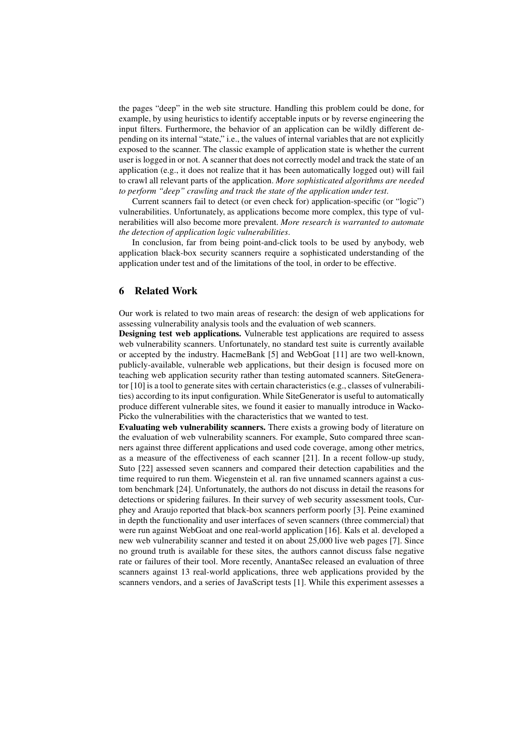the pages "deep" in the web site structure. Handling this problem could be done, for example, by using heuristics to identify acceptable inputs or by reverse engineering the input filters. Furthermore, the behavior of an application can be wildly different depending on its internal "state," i.e., the values of internal variables that are not explicitly exposed to the scanner. The classic example of application state is whether the current user is logged in or not. A scanner that does not correctly model and track the state of an application (e.g., it does not realize that it has been automatically logged out) will fail to crawl all relevant parts of the application. *More sophisticated algorithms are needed to perform "deep" crawling and track the state of the application under test.*

Current scanners fail to detect (or even check for) application-specific (or "logic") vulnerabilities. Unfortunately, as applications become more complex, this type of vulnerabilities will also become more prevalent. *More research is warranted to automate the detection of application logic vulnerabilities.*

In conclusion, far from being point-and-click tools to be used by anybody, web application black-box security scanners require a sophisticated understanding of the application under test and of the limitations of the tool, in order to be effective.

## 6 Related Work

Our work is related to two main areas of research: the design of web applications for assessing vulnerability analysis tools and the evaluation of web scanners.

**Designing test web applications.** Vulnerable test applications are required to assess web vulnerability scanners. Unfortunately, no standard test suite is currently available or accepted by the industry. HacmeBank [5] and WebGoat [11] are two well-known, publicly-available, vulnerable web applications, but their design is focused more on teaching web application security rather than testing automated scanners. SiteGenerator [10] is a tool to generate sites with certain characteristics (e.g., classes of vulnerabilities) according to its input configuration. While SiteGenerator is useful to automatically produce different vulnerable sites, we found it easier to manually introduce in WackoPicko the vulnerabilities with the characteristics that we wanted to test.

**Evaluating web vulnerability scanners.** There exists a growing body of literature on the evaluation of web vulnerability scanners. For example, Suto compared three scanners against three different applications and used code coverage, among other metrics, as a measure of the effectiveness of each scanner [21]. In a recent follow-up study, Suto [22] assessed seven scanners and compared their detection capabilities and the time required to run them. Wiegenstein et al. ran five unnamed scanners against a custom benchmark [24]. Unfortunately, the authors do not discuss in detail the reasons for detections or spidering failures. In their survey of web security assessment tools, Curphey and Araujo reported that black-box scanners perform poorly [3]. Peine examined in depth the functionality and user interfaces of seven scanners (three commercial) that were run against WebGoat and one real-world application [16]. Kals et al. developed a new web vulnerability scanner and tested it on about 25,000 live web pages [7]. Since no ground truth is available for these sites, the authors cannot discuss false negative rate or failures of their tool. More recently, AnantaSec released an evaluation of three scanners against 13 real-world applications, three web applications provided by the scanners vendors, and a series of JavaScript tests [1]. While this experiment assesses a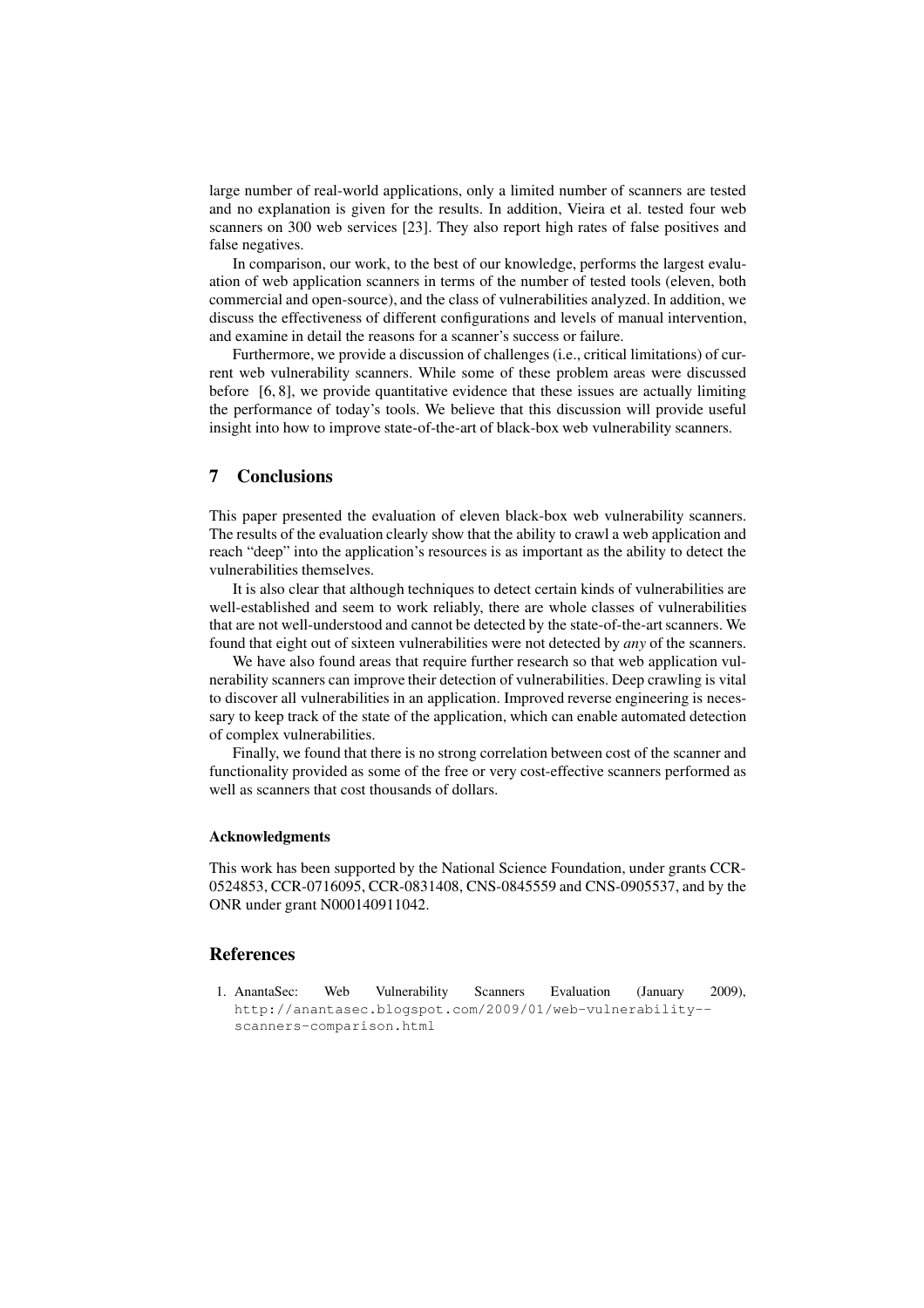large number of real-world applications, only a limited number of scanners are tested and no explanation is given for the results. In addition, Vieira et al. tested four web scanners on 300 web services [23]. They also report high rates of false positives and false negatives.

In comparison, our work, to the best of our knowledge, performs the largest evaluation of web application scanners in terms of the number of tested tools (eleven, both commercial and open-source), and the class of vulnerabilities analyzed. In addition, we discuss the effectiveness of different configurations and levels of manual intervention, and examine in detail the reasons for a scanner's success or failure.

Furthermore, we provide a discussion of challenges (i.e., critical limitations) of current web vulnerability scanners. While some of these problem areas were discussed before [6, 8], we provide quantitative evidence that these issues are actually limiting the performance of today's tools. We believe that this discussion will provide useful insight into how to improve state-of-the-art of black-box web vulnerability scanners.

## 7 Conclusions

This paper presented the evaluation of eleven black-box web vulnerability scanners. The results of the evaluation clearly show that the ability to crawl a web application and reach "deep" into the application's resources is as important as the ability to detect the vulnerabilities themselves.

It is also clear that although techniques to detect certain kinds of vulnerabilities are well-established and seem to work reliably, there are whole classes of vulnerabilities that are not well-understood and cannot be detected by the state-of-the-art scanners. We found that eight out of sixteen vulnerabilities were not detected by *any* of the scanners.

We have also found areas that require further research so that web application vulnerability scanners can improve their detection of vulnerabilities. Deep crawling is vital to discover all vulnerabilities in an application. Improved reverse engineering is necessary to keep track of the state of the application, which can enable automated detection of complex vulnerabilities.

Finally, we found that there is no strong correlation between cost of the scanner and functionality provided as some of the free or very cost-effective scanners performed as well as scanners that cost thousands of dollars.

#### Acknowledgments

This work has been supported by the National Science Foundation, under grants CCR-0524853, CCR-0716095, CCR-0831408, CNS-0845559 and CNS-0905537, and by the ONR under grant N000140911042.

## References

1. AnantaSec: Web Vulnerability Scanners Evaluation (January 2009), `http://anantasec.blogspot.com/2009/01/web-vulnerability--scanners-comparison.html`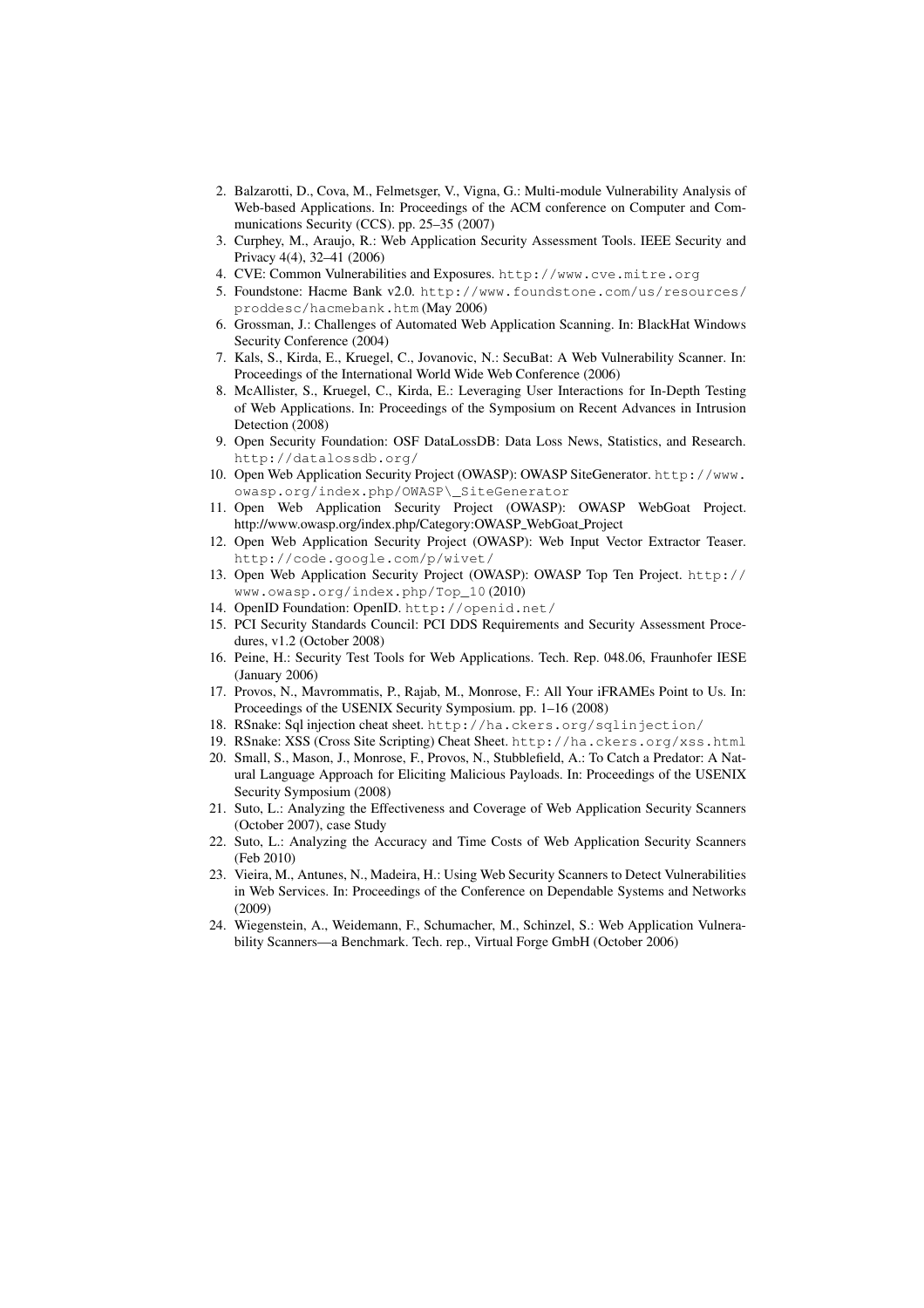2. Balzarotti, D., Cova, M., Felmetsger, V., Vigna, G.: Multi-module Vulnerability Analysis of Web-based Applications. In: Proceedings of the ACM conference on Computer and Communications Security (CCS). pp. 25–35 (2007)
3. Curphey, M., Araujo, R.: Web Application Security Assessment Tools. IEEE Security and Privacy 4(4), 32–41 (2006)
4. CVE: Common Vulnerabilities and Exposures. http://www.cve.mitre.org
5. Foundstone: Hacme Bank v2.0. http://www.foundstone.com/us/resources/proddesc/hacmebank.htm (May 2006)
6. Grossman, J.: Challenges of Automated Web Application Scanning. In: BlackHat Windows Security Conference (2004)
7. Kals, S., Kirda, E., Kruegel, C., Jovanovic, N.: SecuBat: A Web Vulnerability Scanner. In: Proceedings of the International World Wide Web Conference (2006)
8. McAllister, S., Kruegel, C., Kirda, E.: Leveraging User Interactions for In-Depth Testing of Web Applications. In: Proceedings of the Symposium on Recent Advances in Intrusion Detection (2008)
9. Open Security Foundation: OSF DataLossDB: Data Loss News, Statistics, and Research. http://datalossdb.org/
10. Open Web Application Security Project (OWASP): OWASP SiteGenerator. http://www.owasp.org/index.php/OWASP\_SiteGenerator
11. Open Web Application Security Project (OWASP): OWASP WebGoat Project. http://www.owasp.org/index.php/Category:OWASP_WebGoat_Project
12. Open Web Application Security Project (OWASP): Web Input Vector Extractor Teaser. http://code.google.com/p/wivet/
13. Open Web Application Security Project (OWASP): OWASP Top Ten Project. http://www.owasp.org/index.php/Top_10 (2010)
14. OpenID Foundation: OpenID. http://openid.net/
15. PCI Security Standards Council: PCI DDS Requirements and Security Assessment Procedures, v1.2 (October 2008)
16. Peine, H.: Security Test Tools for Web Applications. Tech. Rep. 048.06, Fraunhofer IESE (January 2006)
17. Provos, N., Mavrommatis, P., Rajab, M., Monrose, F.: All Your iFRAMEs Point to Us. In: Proceedings of the USENIX Security Symposium. pp. 1–16 (2008)
18. RSnake: Sql injection cheat sheet. http://ha.ckers.org/sqlinjection/
19. RSnake: XSS (Cross Site Scripting) Cheat Sheet. http://ha.ckers.org/xss.html
20. Small, S., Mason, J., Monrose, F., Provos, N., Stubblefield, A.: To Catch a Predator: A Natural Language Approach for Eliciting Malicious Payloads. In: Proceedings of the USENIX Security Symposium (2008)
21. Suto, L.: Analyzing the Effectiveness and Coverage of Web Application Security Scanners (October 2007), case Study
22. Suto, L.: Analyzing the Accuracy and Time Costs of Web Application Security Scanners (Feb 2010)
23. Vieira, M., Antunes, N., Madeira, H.: Using Web Security Scanners to Detect Vulnerabilities in Web Services. In: Proceedings of the Conference on Dependable Systems and Networks (2009)
24. Wiegenstein, A., Weidemann, F., Schumacher, M., Schinzel, S.: Web Application Vulnerability Scanners—a Benchmark. Tech. rep., Virtual Forge GmbH (October 2006)